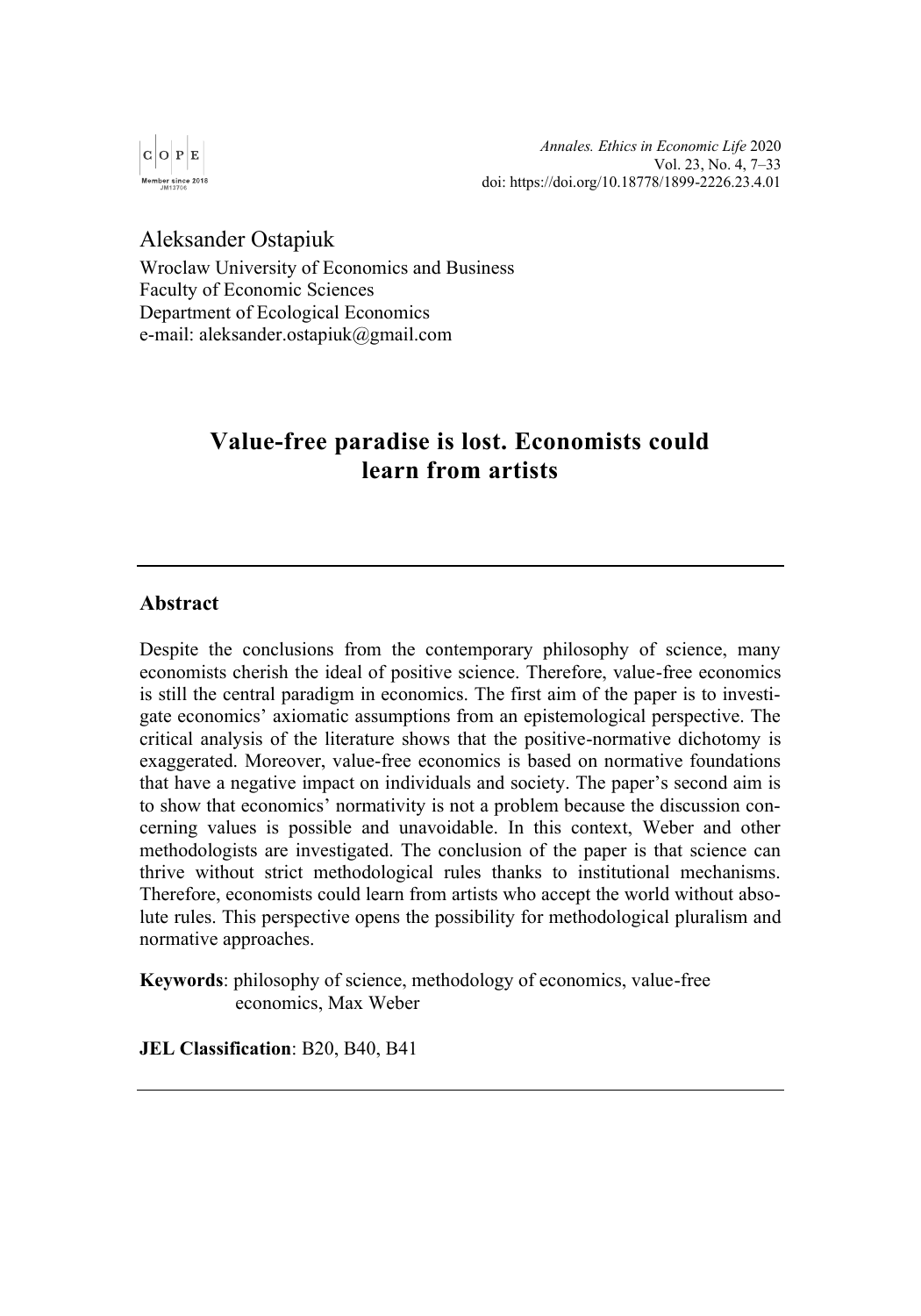Aleksander Ostapiuk
Wroclaw University of Economics and Business
Faculty of Economic Sciences
Department of Ecological Economics
e-mail: aleksander.ostapiuk@gmail.com

# Value-free paradise is lost. Economists could learn from artists

## Abstract

Despite the conclusions from the contemporary philosophy of science, many economists cherish the ideal of positive science. Therefore, value-free economics is still the central paradigm in economics. The first aim of the paper is to investigate economics' axiomatic assumptions from an epistemological perspective. The critical analysis of the literature shows that the positive-normative dichotomy is exaggerated. Moreover, value-free economics is based on normative foundations that have a negative impact on individuals and society. The paper's second aim is to show that economics' normativity is not a problem because the discussion concerning values is possible and unavoidable. In this context, Weber and other methodologists are investigated. The conclusion of the paper is that science can thrive without strict methodological rules thanks to institutional mechanisms. Therefore, economists could learn from artists who accept the world without absolute rules. This perspective opens the possibility for methodological pluralism and normative approaches.

**Keywords**: philosophy of science, methodology of economics, value-free economics, Max Weber

**JEL Classification**: B20, B40, B41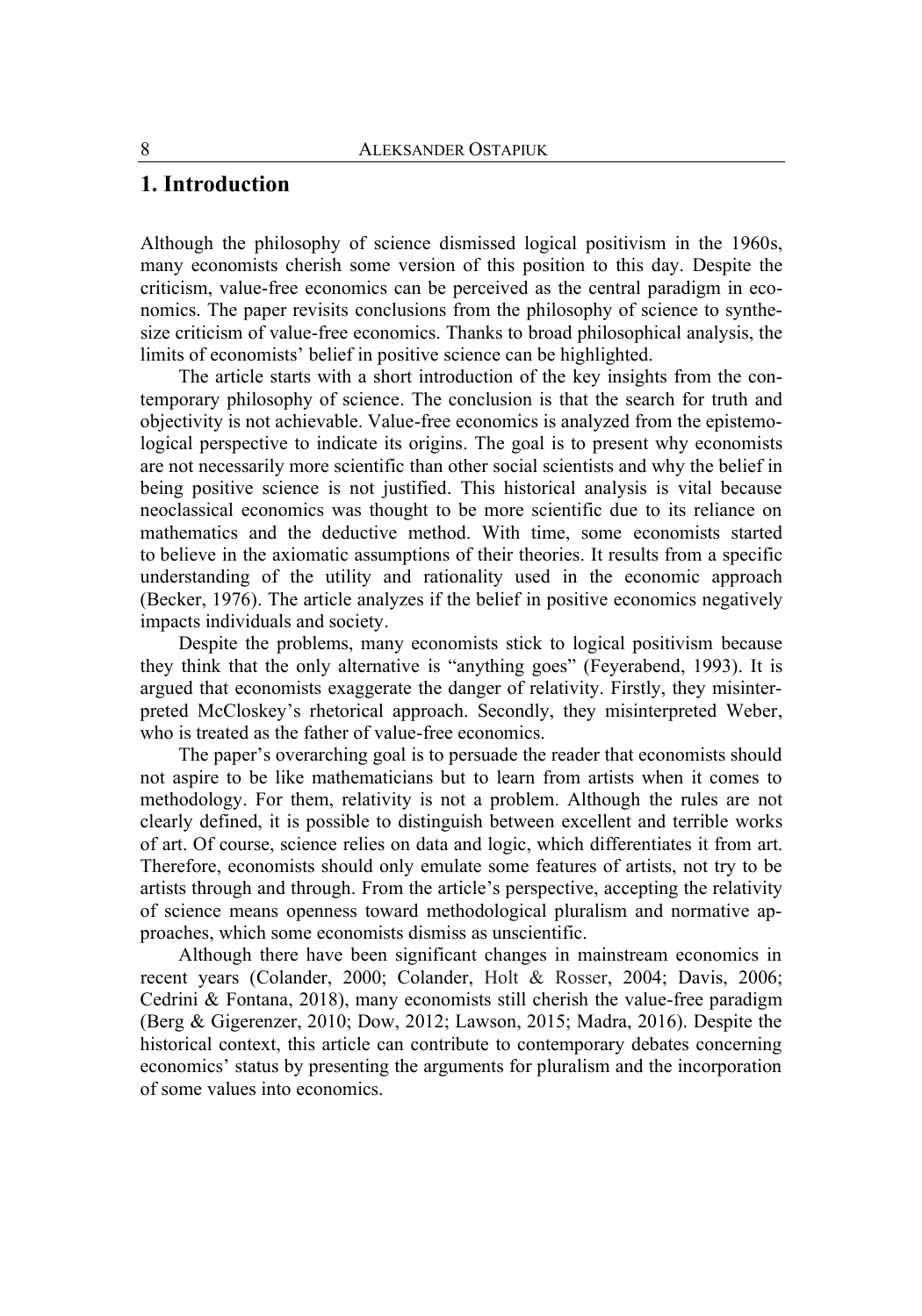# 1. Introduction

Although the philosophy of science dismissed logical positivism in the 1960s, many economists cherish some version of this position to this day. Despite the criticism, value-free economics can be perceived as the central paradigm in economics. The paper revisits conclusions from the philosophy of science to synthesize criticism of value-free economics. Thanks to broad philosophical analysis, the limits of economists' belief in positive science can be highlighted.

The article starts with a short introduction of the key insights from the contemporary philosophy of science. The conclusion is that the search for truth and objectivity is not achievable. Value-free economics is analyzed from the epistemological perspective to indicate its origins. The goal is to present why economists are not necessarily more scientific than other social scientists and why the belief in being positive science is not justified. This historical analysis is vital because neoclassical economics was thought to be more scientific due to its reliance on mathematics and the deductive method. With time, some economists started to believe in the axiomatic assumptions of their theories. It results from a specific understanding of the utility and rationality used in the economic approach (Becker, 1976). The article analyzes if the belief in positive economics negatively impacts individuals and society.

Despite the problems, many economists stick to logical positivism because they think that the only alternative is "anything goes" (Feyerabend, 1993). It is argued that economists exaggerate the danger of relativity. Firstly, they misinterpreted McCloskey's rhetorical approach. Secondly, they misinterpreted Weber, who is treated as the father of value-free economics.

The paper's overarching goal is to persuade the reader that economists should not aspire to be like mathematicians but to learn from artists when it comes to methodology. For them, relativity is not a problem. Although the rules are not clearly defined, it is possible to distinguish between excellent and terrible works of art. Of course, science relies on data and logic, which differentiates it from art. Therefore, economists should only emulate some features of artists, not try to be artists through and through. From the article's perspective, accepting the relativity of science means openness toward methodological pluralism and normative approaches, which some economists dismiss as unscientific.

Although there have been significant changes in mainstream economics in recent years (Colander, 2000; Colander, Holt & Rosser, 2004; Davis, 2006; Cedrini & Fontana, 2018), many economists still cherish the value-free paradigm (Berg & Gigerenzer, 2010; Dow, 2012; Lawson, 2015; Madra, 2016). Despite the historical context, this article can contribute to contemporary debates concerning economics' status by presenting the arguments for pluralism and the incorporation of some values into economics.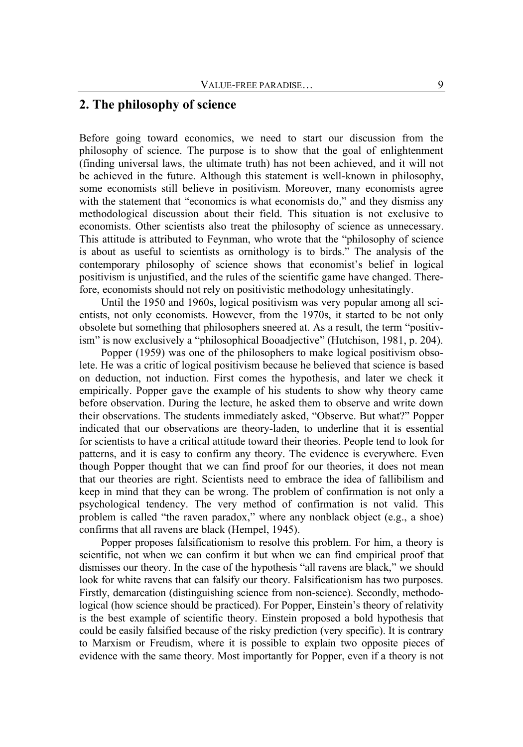## 2. The philosophy of science

Before going toward economics, we need to start our discussion from the philosophy of science. The purpose is to show that the goal of enlightenment (finding universal laws, the ultimate truth) has not been achieved, and it will not be achieved in the future. Although this statement is well-known in philosophy, some economists still believe in positivism. Moreover, many economists agree with the statement that "economics is what economists do," and they dismiss any methodological discussion about their field. This situation is not exclusive to economists. Other scientists also treat the philosophy of science as unnecessary. This attitude is attributed to Feynman, who wrote that the "philosophy of science is about as useful to scientists as ornithology is to birds." The analysis of the contemporary philosophy of science shows that economist's belief in logical positivism is unjustified, and the rules of the scientific game have changed. Therefore, economists should not rely on positivistic methodology unhesitatingly.

Until the 1950 and 1960s, logical positivism was very popular among all scientists, not only economists. However, from the 1970s, it started to be not only obsolete but something that philosophers sneered at. As a result, the term "positivism" is now exclusively a "philosophical Booadjective" (Hutchison, 1981, p. 204).

Popper (1959) was one of the philosophers to make logical positivism obsolete. He was a critic of logical positivism because he believed that science is based on deduction, not induction. First comes the hypothesis, and later we check it empirically. Popper gave the example of his students to show why theory came before observation. During the lecture, he asked them to observe and write down their observations. The students immediately asked, "Observe. But what?" Popper indicated that our observations are theory-laden, to underline that it is essential for scientists to have a critical attitude toward their theories. People tend to look for patterns, and it is easy to confirm any theory. The evidence is everywhere. Even though Popper thought that we can find proof for our theories, it does not mean that our theories are right. Scientists need to embrace the idea of fallibilism and keep in mind that they can be wrong. The problem of confirmation is not only a psychological tendency. The very method of confirmation is not valid. This problem is called "the raven paradox," where any nonblack object (e.g., a shoe) confirms that all ravens are black (Hempel, 1945).

Popper proposes falsificationism to resolve this problem. For him, a theory is scientific, not when we can confirm it but when we can find empirical proof that dismisses our theory. In the case of the hypothesis "all ravens are black," we should look for white ravens that can falsify our theory. Falsificationism has two purposes. Firstly, demarcation (distinguishing science from non-science). Secondly, methodological (how science should be practiced). For Popper, Einstein's theory of relativity is the best example of scientific theory. Einstein proposed a bold hypothesis that could be easily falsified because of the risky prediction (very specific). It is contrary to Marxism or Freudism, where it is possible to explain two opposite pieces of evidence with the same theory. Most importantly for Popper, even if a theory is not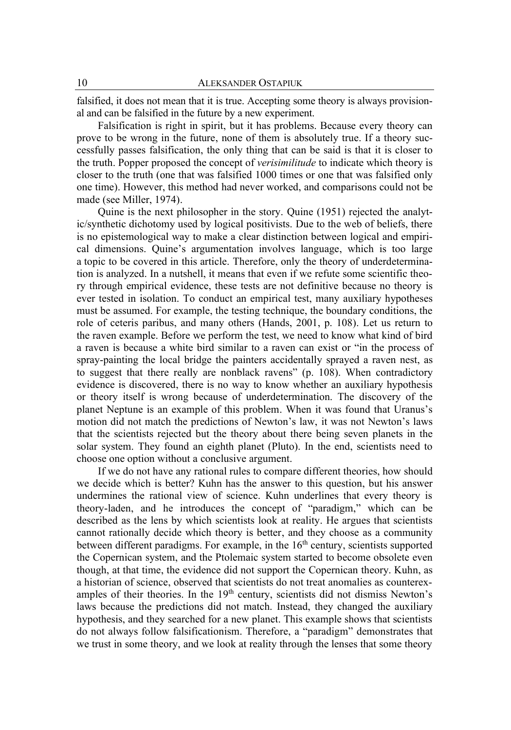falsified, it does not mean that it is true. Accepting some theory is always provisional and can be falsified in the future by a new experiment.

Falsification is right in spirit, but it has problems. Because every theory can prove to be wrong in the future, none of them is absolutely true. If a theory successfully passes falsification, the only thing that can be said is that it is closer to the truth. Popper proposed the concept of *verisimilitude* to indicate which theory is closer to the truth (one that was falsified 1000 times or one that was falsified only one time). However, this method had never worked, and comparisons could not be made (see Miller, 1974).

Quine is the next philosopher in the story. Quine (1951) rejected the analytic/synthetic dichotomy used by logical positivists. Due to the web of beliefs, there is no epistemological way to make a clear distinction between logical and empirical dimensions. Quine's argumentation involves language, which is too large a topic to be covered in this article. Therefore, only the theory of underdetermination is analyzed. In a nutshell, it means that even if we refute some scientific theory through empirical evidence, these tests are not definitive because no theory is ever tested in isolation. To conduct an empirical test, many auxiliary hypotheses must be assumed. For example, the testing technique, the boundary conditions, the role of ceteris paribus, and many others (Hands, 2001, p. 108). Let us return to the raven example. Before we perform the test, we need to know what kind of bird a raven is because a white bird similar to a raven can exist or "in the process of spray-painting the local bridge the painters accidentally sprayed a raven nest, as to suggest that there really are nonblack ravens" (p. 108). When contradictory evidence is discovered, there is no way to know whether an auxiliary hypothesis or theory itself is wrong because of underdetermination. The discovery of the planet Neptune is an example of this problem. When it was found that Uranus's motion did not match the predictions of Newton's law, it was not Newton's laws that the scientists rejected but the theory about there being seven planets in the solar system. They found an eighth planet (Pluto). In the end, scientists need to choose one option without a conclusive argument.

If we do not have any rational rules to compare different theories, how should we decide which is better? Kuhn has the answer to this question, but his answer undermines the rational view of science. Kuhn underlines that every theory is theory-laden, and he introduces the concept of "paradigm," which can be described as the lens by which scientists look at reality. He argues that scientists cannot rationally decide which theory is better, and they choose as a community between different paradigms. For example, in the 16th century, scientists supported the Copernican system, and the Ptolemaic system started to become obsolete even though, at that time, the evidence did not support the Copernican theory. Kuhn, as a historian of science, observed that scientists do not treat anomalies as counterexamples of their theories. In the 19th century, scientists did not dismiss Newton's laws because the predictions did not match. Instead, they changed the auxiliary hypothesis, and they searched for a new planet. This example shows that scientists do not always follow falsificationism. Therefore, a "paradigm" demonstrates that we trust in some theory, and we look at reality through the lenses that some theory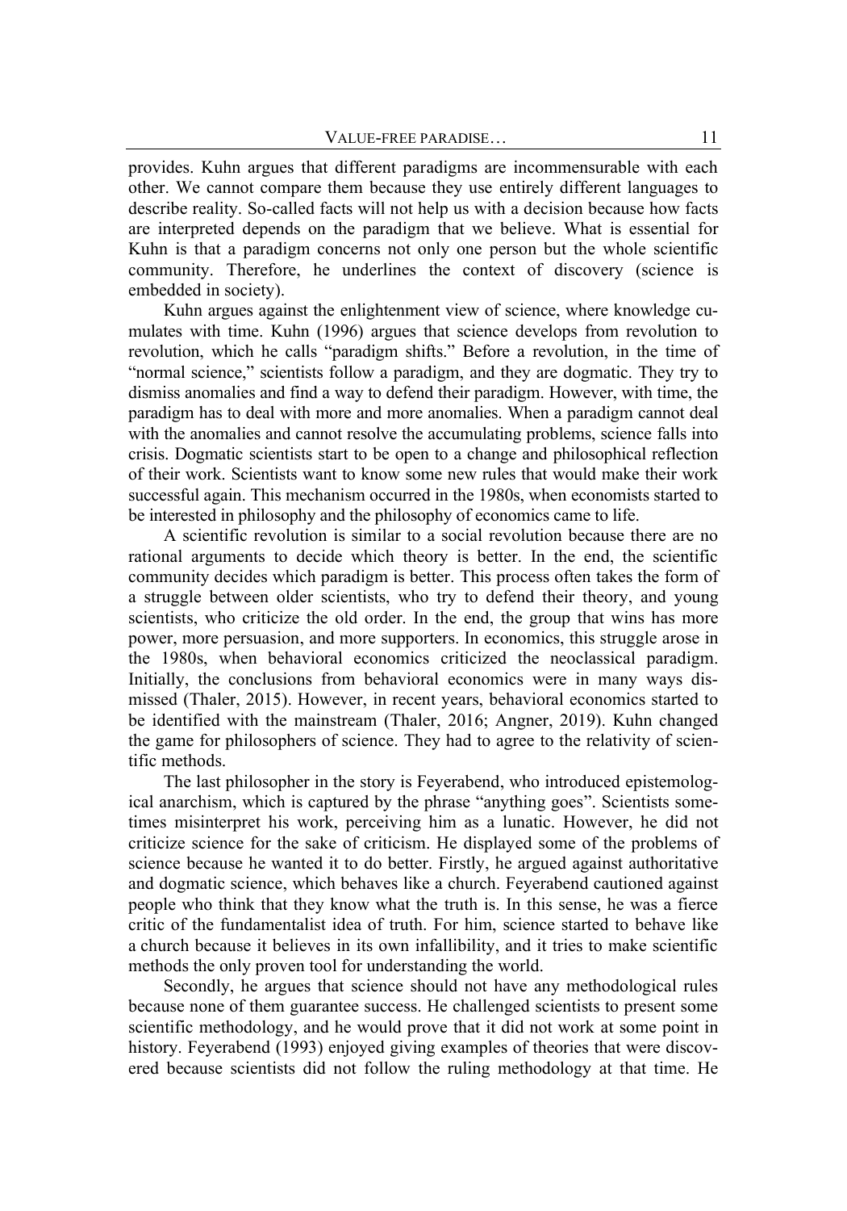provides. Kuhn argues that different paradigms are incommensurable with each other. We cannot compare them because they use entirely different languages to describe reality. So-called facts will not help us with a decision because how facts are interpreted depends on the paradigm that we believe. What is essential for Kuhn is that a paradigm concerns not only one person but the whole scientific community. Therefore, he underlines the context of discovery (science is embedded in society).

Kuhn argues against the enlightenment view of science, where knowledge cumulates with time. Kuhn (1996) argues that science develops from revolution to revolution, which he calls "paradigm shifts." Before a revolution, in the time of "normal science," scientists follow a paradigm, and they are dogmatic. They try to dismiss anomalies and find a way to defend their paradigm. However, with time, the paradigm has to deal with more and more anomalies. When a paradigm cannot deal with the anomalies and cannot resolve the accumulating problems, science falls into crisis. Dogmatic scientists start to be open to a change and philosophical reflection of their work. Scientists want to know some new rules that would make their work successful again. This mechanism occurred in the 1980s, when economists started to be interested in philosophy and the philosophy of economics came to life.

A scientific revolution is similar to a social revolution because there are no rational arguments to decide which theory is better. In the end, the scientific community decides which paradigm is better. This process often takes the form of a struggle between older scientists, who try to defend their theory, and young scientists, who criticize the old order. In the end, the group that wins has more power, more persuasion, and more supporters. In economics, this struggle arose in the 1980s, when behavioral economics criticized the neoclassical paradigm. Initially, the conclusions from behavioral economics were in many ways dismissed (Thaler, 2015). However, in recent years, behavioral economics started to be identified with the mainstream (Thaler, 2016; Angner, 2019). Kuhn changed the game for philosophers of science. They had to agree to the relativity of scientific methods.

The last philosopher in the story is Feyerabend, who introduced epistemological anarchism, which is captured by the phrase "anything goes". Scientists sometimes misinterpret his work, perceiving him as a lunatic. However, he did not criticize science for the sake of criticism. He displayed some of the problems of science because he wanted it to do better. Firstly, he argued against authoritative and dogmatic science, which behaves like a church. Feyerabend cautioned against people who think that they know what the truth is. In this sense, he was a fierce critic of the fundamentalist idea of truth. For him, science started to behave like a church because it believes in its own infallibility, and it tries to make scientific methods the only proven tool for understanding the world.

Secondly, he argues that science should not have any methodological rules because none of them guarantee success. He challenged scientists to present some scientific methodology, and he would prove that it did not work at some point in history. Feyerabend (1993) enjoyed giving examples of theories that were discovered because scientists did not follow the ruling methodology at that time. He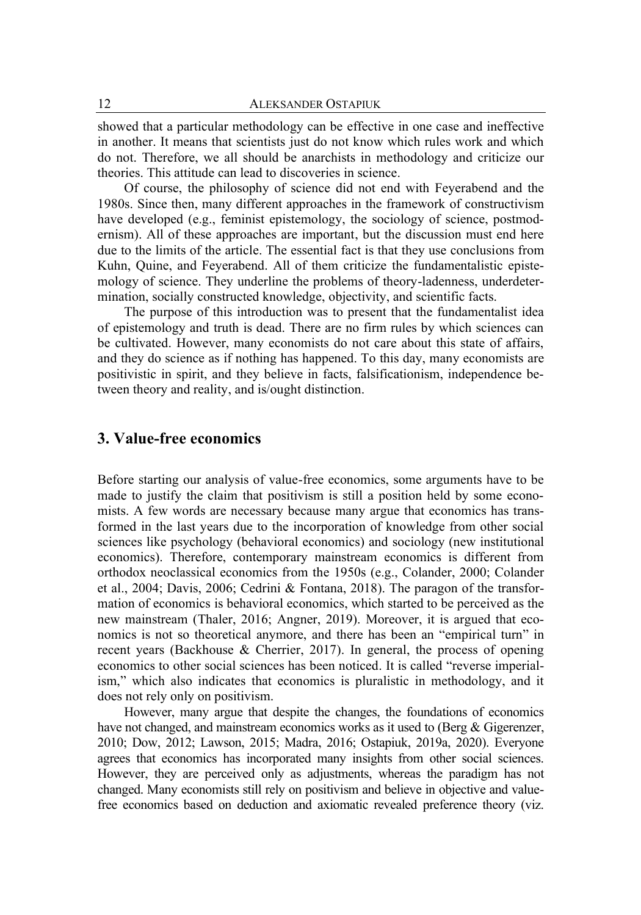showed that a particular methodology can be effective in one case and ineffective in another. It means that scientists just do not know which rules work and which do not. Therefore, we all should be anarchists in methodology and criticize our theories. This attitude can lead to discoveries in science.

Of course, the philosophy of science did not end with Feyerabend and the 1980s. Since then, many different approaches in the framework of constructivism have developed (e.g., feminist epistemology, the sociology of science, postmodernism). All of these approaches are important, but the discussion must end here due to the limits of the article. The essential fact is that they use conclusions from Kuhn, Quine, and Feyerabend. All of them criticize the fundamentalistic epistemology of science. They underline the problems of theory-ladenness, underdetermination, socially constructed knowledge, objectivity, and scientific facts.

The purpose of this introduction was to present that the fundamentalist idea of epistemology and truth is dead. There are no firm rules by which sciences can be cultivated. However, many economists do not care about this state of affairs, and they do science as if nothing has happened. To this day, many economists are positivistic in spirit, and they believe in facts, falsificationism, independence between theory and reality, and is/ought distinction.

## 3. Value-free economics

Before starting our analysis of value-free economics, some arguments have to be made to justify the claim that positivism is still a position held by some economists. A few words are necessary because many argue that economics has transformed in the last years due to the incorporation of knowledge from other social sciences like psychology (behavioral economics) and sociology (new institutional economics). Therefore, contemporary mainstream economics is different from orthodox neoclassical economics from the 1950s (e.g., Colander, 2000; Colander et al., 2004; Davis, 2006; Cedrini & Fontana, 2018). The paragon of the transformation of economics is behavioral economics, which started to be perceived as the new mainstream (Thaler, 2016; Angner, 2019). Moreover, it is argued that economics is not so theoretical anymore, and there has been an "empirical turn" in recent years (Backhouse & Cherrier, 2017). In general, the process of opening economics to other social sciences has been noticed. It is called "reverse imperialism," which also indicates that economics is pluralistic in methodology, and it does not rely only on positivism.

However, many argue that despite the changes, the foundations of economics have not changed, and mainstream economics works as it used to (Berg & Gigerenzer, 2010; Dow, 2012; Lawson, 2015; Madra, 2016; Ostapiuk, 2019a, 2020). Everyone agrees that economics has incorporated many insights from other social sciences. However, they are perceived only as adjustments, whereas the paradigm has not changed. Many economists still rely on positivism and believe in objective and value-free economics based on deduction and axiomatic revealed preference theory (viz.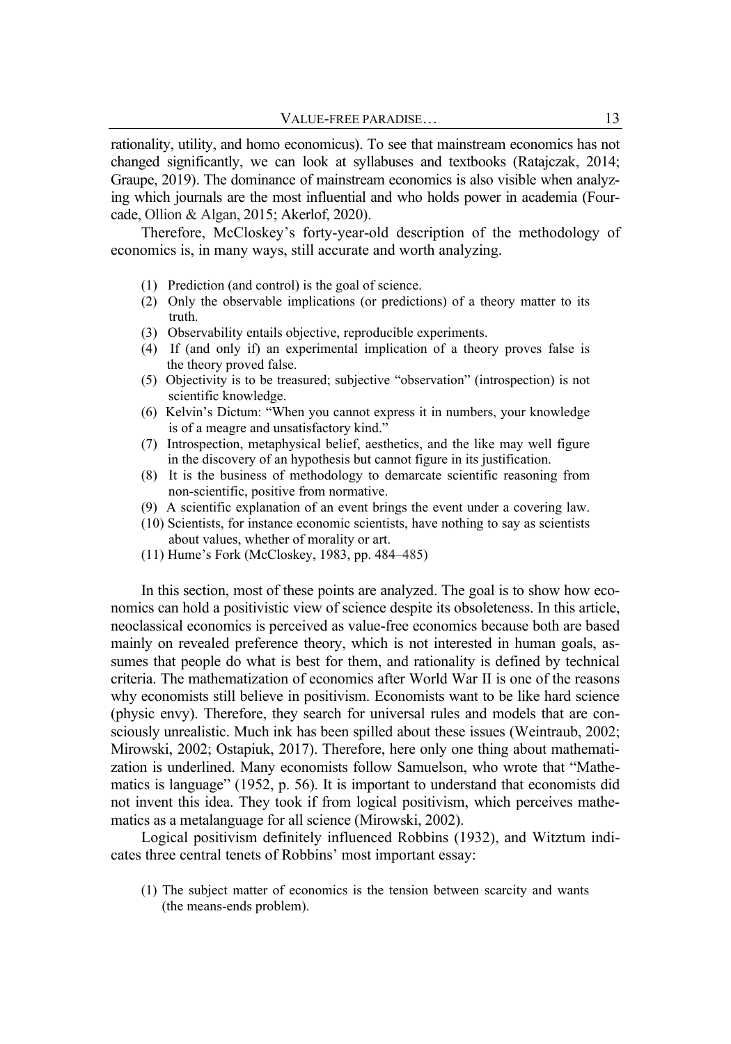rationality, utility, and homo economicus). To see that mainstream economics has not changed significantly, we can look at syllabuses and textbooks (Ratajczak, 2014; Graupe, 2019). The dominance of mainstream economics is also visible when analyzing which journals are the most influential and who holds power in academia (Fourcade, Ollion & Algan, 2015; Akerlof, 2020).

Therefore, McCloskey's forty-year-old description of the methodology of economics is, in many ways, still accurate and worth analyzing.

> (1) Prediction (and control) is the goal of science.
> (2) Only the observable implications (or predictions) of a theory matter to its truth.
> (3) Observability entails objective, reproducible experiments.
> (4) If (and only if) an experimental implication of a theory proves false is the theory proved false.
> (5) Objectivity is to be treasured; subjective "observation" (introspection) is not scientific knowledge.
> (6) Kelvin's Dictum: "When you cannot express it in numbers, your knowledge is of a meagre and unsatisfactory kind."
> (7) Introspection, metaphysical belief, aesthetics, and the like may well figure in the discovery of an hypothesis but cannot figure in its justification.
> (8) It is the business of methodology to demarcate scientific reasoning from non-scientific, positive from normative.
> (9) A scientific explanation of an event brings the event under a covering law.
> (10) Scientists, for instance economic scientists, have nothing to say as scientists about values, whether of morality or art.
> (11) Hume's Fork (McCloskey, 1983, pp. 484–485)

In this section, most of these points are analyzed. The goal is to show how economics can hold a positivistic view of science despite its obsoleteness. In this article, neoclassical economics is perceived as value-free economics because both are based mainly on revealed preference theory, which is not interested in human goals, assumes that people do what is best for them, and rationality is defined by technical criteria. The mathematization of economics after World War II is one of the reasons why economists still believe in positivism. Economists want to be like hard science (physic envy). Therefore, they search for universal rules and models that are consciously unrealistic. Much ink has been spilled about these issues (Weintraub, 2002; Mirowski, 2002; Ostapiuk, 2017). Therefore, here only one thing about mathematization is underlined. Many economists follow Samuelson, who wrote that "Mathematics is language" (1952, p. 56). It is important to understand that economists did not invent this idea. They took if from logical positivism, which perceives mathematics as a metalanguage for all science (Mirowski, 2002).

Logical positivism definitely influenced Robbins (1932), and Witztum indicates three central tenets of Robbins' most important essay:

> (1) The subject matter of economics is the tension between scarcity and wants (the means-ends problem).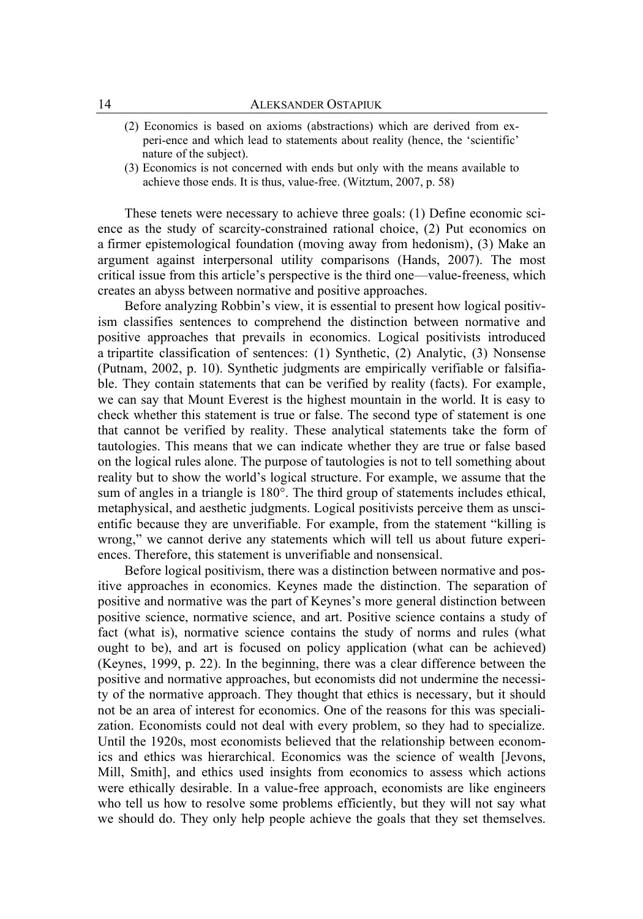(2) Economics is based on axioms (abstractions) which are derived from experi-ence and which lead to statements about reality (hence, the 'scientific' nature of the subject).

(3) Economics is not concerned with ends but only with the means available to achieve those ends. It is thus, value-free. (Witztum, 2007, p. 58)

These tenets were necessary to achieve three goals: (1) Define economic science as the study of scarcity-constrained rational choice, (2) Put economics on a firmer epistemological foundation (moving away from hedonism), (3) Make an argument against interpersonal utility comparisons (Hands, 2007). The most critical issue from this article's perspective is the third one—value-freeness, which creates an abyss between normative and positive approaches.

Before analyzing Robbin's view, it is essential to present how logical positivism classifies sentences to comprehend the distinction between normative and positive approaches that prevails in economics. Logical positivists introduced a tripartite classification of sentences: (1) Synthetic, (2) Analytic, (3) Nonsense (Putnam, 2002, p. 10). Synthetic judgments are empirically verifiable or falsifiable. They contain statements that can be verified by reality (facts). For example, we can say that Mount Everest is the highest mountain in the world. It is easy to check whether this statement is true or false. The second type of statement is one that cannot be verified by reality. These analytical statements take the form of tautologies. This means that we can indicate whether they are true or false based on the logical rules alone. The purpose of tautologies is not to tell something about reality but to show the world's logical structure. For example, we assume that the sum of angles in a triangle is 180°. The third group of statements includes ethical, metaphysical, and aesthetic judgments. Logical positivists perceive them as unscientific because they are unverifiable. For example, from the statement "killing is wrong," we cannot derive any statements which will tell us about future experiences. Therefore, this statement is unverifiable and nonsensical.

Before logical positivism, there was a distinction between normative and positive approaches in economics. Keynes made the distinction. The separation of positive and normative was the part of Keynes's more general distinction between positive science, normative science, and art. Positive science contains a study of fact (what is), normative science contains the study of norms and rules (what ought to be), and art is focused on policy application (what can be achieved) (Keynes, 1999, p. 22). In the beginning, there was a clear difference between the positive and normative approaches, but economists did not undermine the necessity of the normative approach. They thought that ethics is necessary, but it should not be an area of interest for economics. One of the reasons for this was specialization. Economists could not deal with every problem, so they had to specialize. Until the 1920s, most economists believed that the relationship between economics and ethics was hierarchical. Economics was the science of wealth [Jevons, Mill, Smith], and ethics used insights from economics to assess which actions were ethically desirable. In a value-free approach, economists are like engineers who tell us how to resolve some problems efficiently, but they will not say what we should do. They only help people achieve the goals that they set themselves.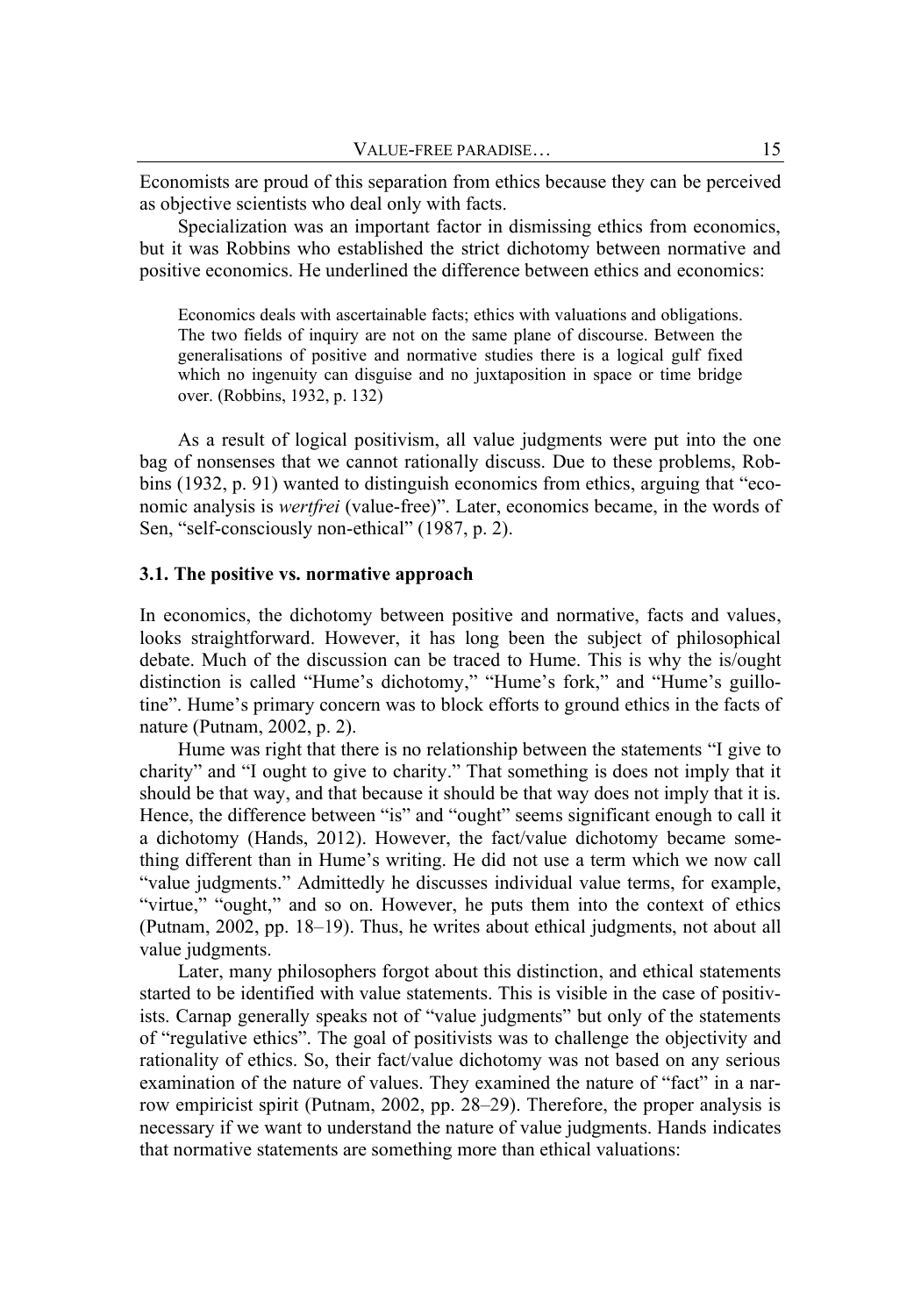Economists are proud of this separation from ethics because they can be perceived as objective scientists who deal only with facts.

Specialization was an important factor in dismissing ethics from economics, but it was Robbins who established the strict dichotomy between normative and positive economics. He underlined the difference between ethics and economics:

> Economics deals with ascertainable facts; ethics with valuations and obligations. The two fields of inquiry are not on the same plane of discourse. Between the generalisations of positive and normative studies there is a logical gulf fixed which no ingenuity can disguise and no juxtaposition in space or time bridge over. (Robbins, 1932, p. 132)

As a result of logical positivism, all value judgments were put into the one bag of nonsenses that we cannot rationally discuss. Due to these problems, Robbins (1932, p. 91) wanted to distinguish economics from ethics, arguing that "economic analysis is *wertfrei* (value-free)". Later, economics became, in the words of Sen, "self-consciously non-ethical" (1987, p. 2).

### 3.1. The positive vs. normative approach

In economics, the dichotomy between positive and normative, facts and values, looks straightforward. However, it has long been the subject of philosophical debate. Much of the discussion can be traced to Hume. This is why the is/ought distinction is called "Hume's dichotomy," "Hume's fork," and "Hume's guillotine". Hume's primary concern was to block efforts to ground ethics in the facts of nature (Putnam, 2002, p. 2).

Hume was right that there is no relationship between the statements "I give to charity" and "I ought to give to charity." That something is does not imply that it should be that way, and that because it should be that way does not imply that it is. Hence, the difference between "is" and "ought" seems significant enough to call it a dichotomy (Hands, 2012). However, the fact/value dichotomy became something different than in Hume's writing. He did not use a term which we now call "value judgments." Admittedly he discusses individual value terms, for example, "virtue," "ought," and so on. However, he puts them into the context of ethics (Putnam, 2002, pp. 18–19). Thus, he writes about ethical judgments, not about all value judgments.

Later, many philosophers forgot about this distinction, and ethical statements started to be identified with value statements. This is visible in the case of positivists. Carnap generally speaks not of "value judgments" but only of the statements of "regulative ethics". The goal of positivists was to challenge the objectivity and rationality of ethics. So, their fact/value dichotomy was not based on any serious examination of the nature of values. They examined the nature of "fact" in a narrow empiricist spirit (Putnam, 2002, pp. 28–29). Therefore, the proper analysis is necessary if we want to understand the nature of value judgments. Hands indicates that normative statements are something more than ethical valuations: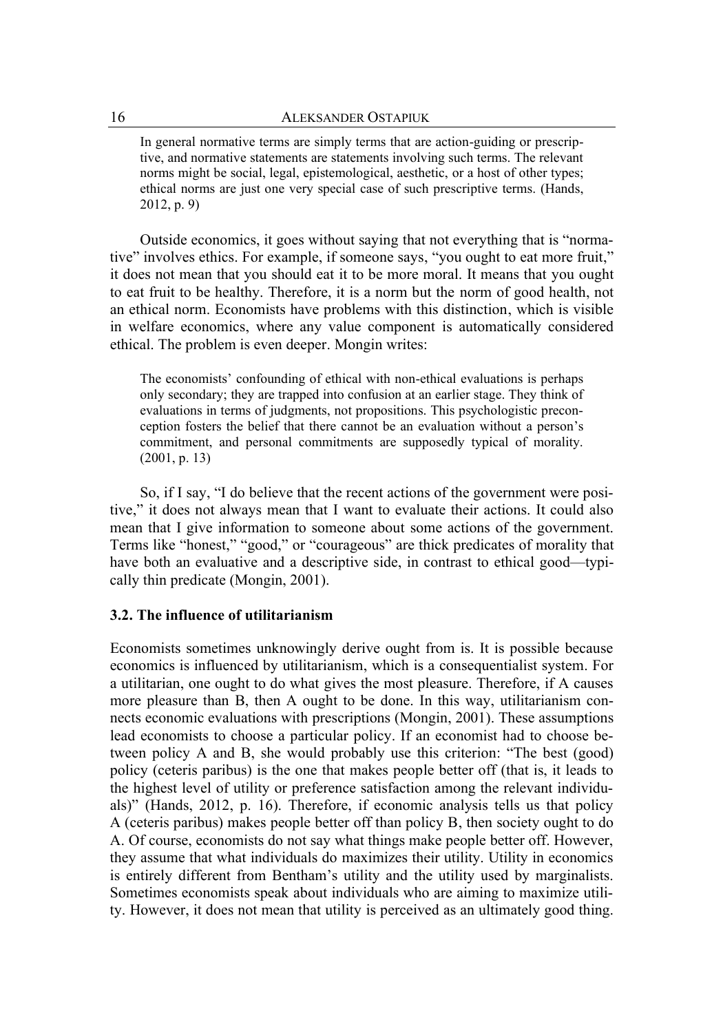> In general normative terms are simply terms that are action-guiding or prescriptive, and normative statements are statements involving such terms. The relevant norms might be social, legal, epistemological, aesthetic, or a host of other types; ethical norms are just one very special case of such prescriptive terms. (Hands, 2012, p. 9)

Outside economics, it goes without saying that not everything that is "normative" involves ethics. For example, if someone says, "you ought to eat more fruit," it does not mean that you should eat it to be more moral. It means that you ought to eat fruit to be healthy. Therefore, it is a norm but the norm of good health, not an ethical norm. Economists have problems with this distinction, which is visible in welfare economics, where any value component is automatically considered ethical. The problem is even deeper. Mongin writes:

> The economists' confounding of ethical with non-ethical evaluations is perhaps only secondary; they are trapped into confusion at an earlier stage. They think of evaluations in terms of judgments, not propositions. This psychologistic preconception fosters the belief that there cannot be an evaluation without a person's commitment, and personal commitments are supposedly typical of morality. (2001, p. 13)

So, if I say, "I do believe that the recent actions of the government were positive," it does not always mean that I want to evaluate their actions. It could also mean that I give information to someone about some actions of the government. Terms like "honest," "good," or "courageous" are thick predicates of morality that have both an evaluative and a descriptive side, in contrast to ethical good—typically thin predicate (Mongin, 2001).

### 3.2. The influence of utilitarianism

Economists sometimes unknowingly derive ought from is. It is possible because economics is influenced by utilitarianism, which is a consequentialist system. For a utilitarian, one ought to do what gives the most pleasure. Therefore, if A causes more pleasure than B, then A ought to be done. In this way, utilitarianism connects economic evaluations with prescriptions (Mongin, 2001). These assumptions lead economists to choose a particular policy. If an economist had to choose between policy A and B, she would probably use this criterion: "The best (good) policy (ceteris paribus) is the one that makes people better off (that is, it leads to the highest level of utility or preference satisfaction among the relevant individuals)" (Hands, 2012, p. 16). Therefore, if economic analysis tells us that policy A (ceteris paribus) makes people better off than policy B, then society ought to do A. Of course, economists do not say what things make people better off. However, they assume that what individuals do maximizes their utility. Utility in economics is entirely different from Bentham's utility and the utility used by marginalists. Sometimes economists speak about individuals who are aiming to maximize utility. However, it does not mean that utility is perceived as an ultimately good thing.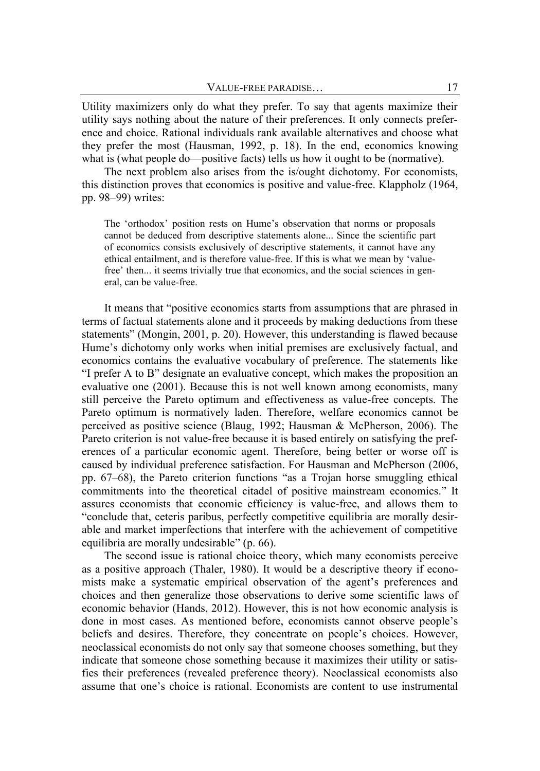Utility maximizers only do what they prefer. To say that agents maximize their utility says nothing about the nature of their preferences. It only connects preference and choice. Rational individuals rank available alternatives and choose what they prefer the most (Hausman, 1992, p. 18). In the end, economics knowing what is (what people do—positive facts) tells us how it ought to be (normative).

The next problem also arises from the is/ought dichotomy. For economists, this distinction proves that economics is positive and value-free. Klappholz (1964, pp. 98–99) writes:

> The 'orthodox' position rests on Hume's observation that norms or proposals cannot be deduced from descriptive statements alone... Since the scientific part of economics consists exclusively of descriptive statements, it cannot have any ethical entailment, and is therefore value-free. If this is what we mean by 'value-free' then... it seems trivially true that economics, and the social sciences in general, can be value-free.

It means that "positive economics starts from assumptions that are phrased in terms of factual statements alone and it proceeds by making deductions from these statements" (Mongin, 2001, p. 20). However, this understanding is flawed because Hume's dichotomy only works when initial premises are exclusively factual, and economics contains the evaluative vocabulary of preference. The statements like "I prefer A to B" designate an evaluative concept, which makes the proposition an evaluative one (2001). Because this is not well known among economists, many still perceive the Pareto optimum and effectiveness as value-free concepts. The Pareto optimum is normatively laden. Therefore, welfare economics cannot be perceived as positive science (Blaug, 1992; Hausman & McPherson, 2006). The Pareto criterion is not value-free because it is based entirely on satisfying the preferences of a particular economic agent. Therefore, being better or worse off is caused by individual preference satisfaction. For Hausman and McPherson (2006, pp. 67–68), the Pareto criterion functions "as a Trojan horse smuggling ethical commitments into the theoretical citadel of positive mainstream economics." It assures economists that economic efficiency is value-free, and allows them to "conclude that, ceteris paribus, perfectly competitive equilibria are morally desirable and market imperfections that interfere with the achievement of competitive equilibria are morally undesirable" (p. 66).

The second issue is rational choice theory, which many economists perceive as a positive approach (Thaler, 1980). It would be a descriptive theory if economists make a systematic empirical observation of the agent's preferences and choices and then generalize those observations to derive some scientific laws of economic behavior (Hands, 2012). However, this is not how economic analysis is done in most cases. As mentioned before, economists cannot observe people's beliefs and desires. Therefore, they concentrate on people's choices. However, neoclassical economists do not only say that someone chooses something, but they indicate that someone chose something because it maximizes their utility or satisfies their preferences (revealed preference theory). Neoclassical economists also assume that one's choice is rational. Economists are content to use instrumental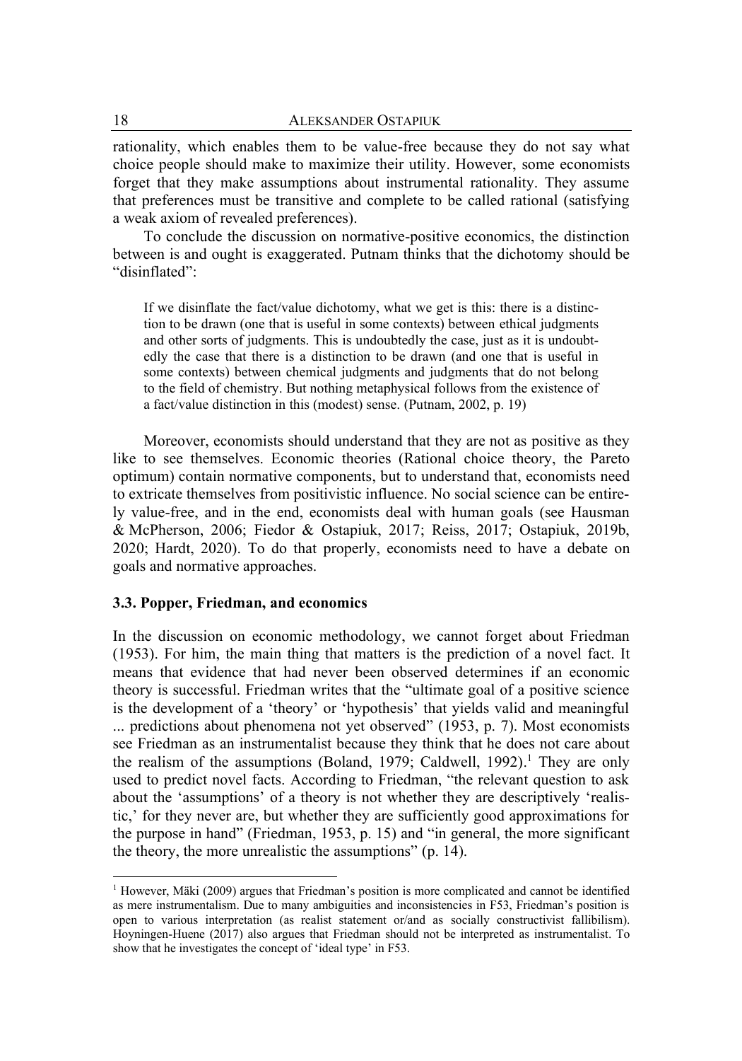rationality, which enables them to be value-free because they do not say what choice people should make to maximize their utility. However, some economists forget that they make assumptions about instrumental rationality. They assume that preferences must be transitive and complete to be called rational (satisfying a weak axiom of revealed preferences).

To conclude the discussion on normative-positive economics, the distinction between is and ought is exaggerated. Putnam thinks that the dichotomy should be "disinflated":

> If we disinflate the fact/value dichotomy, what we get is this: there is a distinction to be drawn (one that is useful in some contexts) between ethical judgments and other sorts of judgments. This is undoubtedly the case, just as it is undoubtedly the case that there is a distinction to be drawn (and one that is useful in some contexts) between chemical judgments and judgments that do not belong to the field of chemistry. But nothing metaphysical follows from the existence of a fact/value distinction in this (modest) sense. (Putnam, 2002, p. 19)

Moreover, economists should understand that they are not as positive as they like to see themselves. Economic theories (Rational choice theory, the Pareto optimum) contain normative components, but to understand that, economists need to extricate themselves from positivistic influence. No social science can be entirely value-free, and in the end, economists deal with human goals (see Hausman & McPherson, 2006; Fiedor & Ostapiuk, 2017; Reiss, 2017; Ostapiuk, 2019b, 2020; Hardt, 2020). To do that properly, economists need to have a debate on goals and normative approaches.

### 3.3. Popper, Friedman, and economics

In the discussion on economic methodology, we cannot forget about Friedman (1953). For him, the main thing that matters is the prediction of a novel fact. It means that evidence that had never been observed determines if an economic theory is successful. Friedman writes that the "ultimate goal of a positive science is the development of a 'theory' or 'hypothesis' that yields valid and meaningful ... predictions about phenomena not yet observed" (1953, p. 7). Most economists see Friedman as an instrumentalist because they think that he does not care about the realism of the assumptions (Boland, 1979; Caldwell, 1992).[1] They are only used to predict novel facts. According to Friedman, "the relevant question to ask about the 'assumptions' of a theory is not whether they are descriptively 'realistic,' for they never are, but whether they are sufficiently good approximations for the purpose in hand" (Friedman, 1953, p. 15) and "in general, the more significant the theory, the more unrealistic the assumptions" (p. 14).

[1] However, Mäki (2009) argues that Friedman's position is more complicated and cannot be identified as mere instrumentalism. Due to many ambiguities and inconsistencies in F53, Friedman's position is open to various interpretation (as realist statement or/and as socially constructivist fallibilism). Hoyningen-Huene (2017) also argues that Friedman should not be interpreted as instrumentalist. To show that he investigates the concept of 'ideal type' in F53.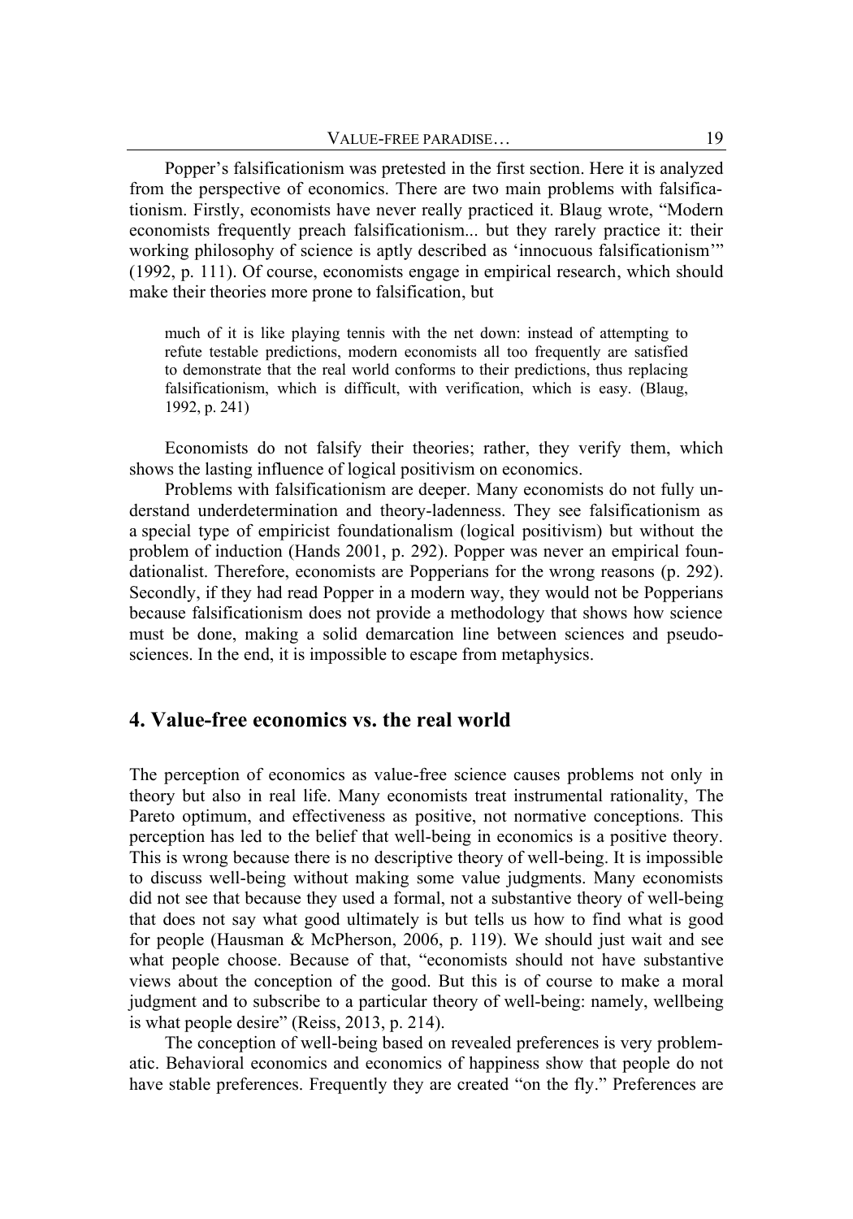Popper's falsificationism was pretested in the first section. Here it is analyzed from the perspective of economics. There are two main problems with falsificationism. Firstly, economists have never really practiced it. Blaug wrote, "Modern economists frequently preach falsificationism... but they rarely practice it: their working philosophy of science is aptly described as 'innocuous falsificationism'" (1992, p. 111). Of course, economists engage in empirical research, which should make their theories more prone to falsification, but

> much of it is like playing tennis with the net down: instead of attempting to refute testable predictions, modern economists all too frequently are satisfied to demonstrate that the real world conforms to their predictions, thus replacing falsificationism, which is difficult, with verification, which is easy. (Blaug, 1992, p. 241)

Economists do not falsify their theories; rather, they verify them, which shows the lasting influence of logical positivism on economics.

Problems with falsificationism are deeper. Many economists do not fully understand underdetermination and theory-ladenness. They see falsificationism as a special type of empiricist foundationalism (logical positivism) but without the problem of induction (Hands 2001, p. 292). Popper was never an empirical foundationalist. Therefore, economists are Popperians for the wrong reasons (p. 292). Secondly, if they had read Popper in a modern way, they would not be Popperians because falsificationism does not provide a methodology that shows how science must be done, making a solid demarcation line between sciences and pseudosciences. In the end, it is impossible to escape from metaphysics.

## 4. Value-free economics vs. the real world

The perception of economics as value-free science causes problems not only in theory but also in real life. Many economists treat instrumental rationality, The Pareto optimum, and effectiveness as positive, not normative conceptions. This perception has led to the belief that well-being in economics is a positive theory. This is wrong because there is no descriptive theory of well-being. It is impossible to discuss well-being without making some value judgments. Many economists did not see that because they used a formal, not a substantive theory of well-being that does not say what good ultimately is but tells us how to find what is good for people (Hausman & McPherson, 2006, p. 119). We should just wait and see what people choose. Because of that, "economists should not have substantive views about the conception of the good. But this is of course to make a moral judgment and to subscribe to a particular theory of well-being: namely, wellbeing is what people desire" (Reiss, 2013, p. 214).

The conception of well-being based on revealed preferences is very problematic. Behavioral economics and economics of happiness show that people do not have stable preferences. Frequently they are created "on the fly." Preferences are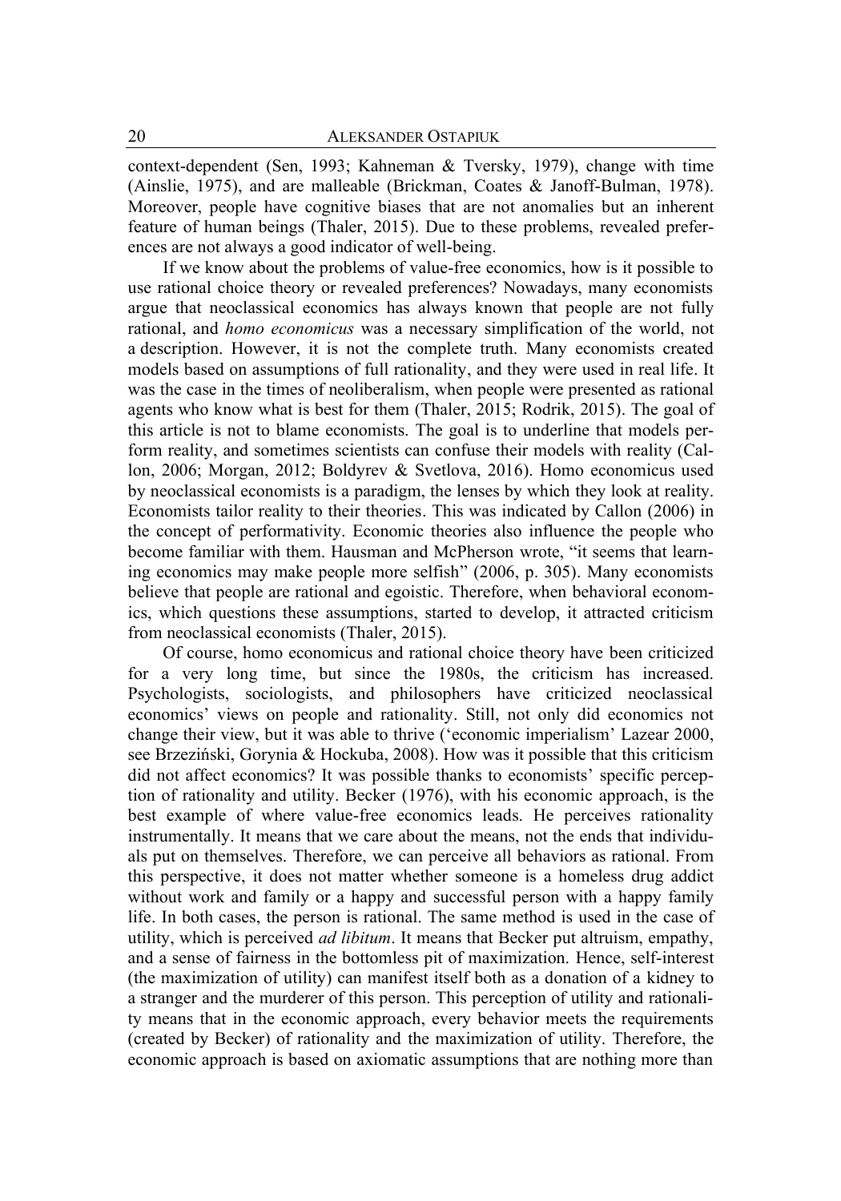context-dependent (Sen, 1993; Kahneman & Tversky, 1979), change with time (Ainslie, 1975), and are malleable (Brickman, Coates & Janoff-Bulman, 1978). Moreover, people have cognitive biases that are not anomalies but an inherent feature of human beings (Thaler, 2015). Due to these problems, revealed preferences are not always a good indicator of well-being.

If we know about the problems of value-free economics, how is it possible to use rational choice theory or revealed preferences? Nowadays, many economists argue that neoclassical economics has always known that people are not fully rational, and *homo economicus* was a necessary simplification of the world, not a description. However, it is not the complete truth. Many economists created models based on assumptions of full rationality, and they were used in real life. It was the case in the times of neoliberalism, when people were presented as rational agents who know what is best for them (Thaler, 2015; Rodrik, 2015). The goal of this article is not to blame economists. The goal is to underline that models perform reality, and sometimes scientists can confuse their models with reality (Callon, 2006; Morgan, 2012; Boldyrev & Svetlova, 2016). Homo economicus used by neoclassical economists is a paradigm, the lenses by which they look at reality. Economists tailor reality to their theories. This was indicated by Callon (2006) in the concept of performativity. Economic theories also influence the people who become familiar with them. Hausman and McPherson wrote, "it seems that learning economics may make people more selfish" (2006, p. 305). Many economists believe that people are rational and egoistic. Therefore, when behavioral economics, which questions these assumptions, started to develop, it attracted criticism from neoclassical economists (Thaler, 2015).

Of course, homo economicus and rational choice theory have been criticized for a very long time, but since the 1980s, the criticism has increased. Psychologists, sociologists, and philosophers have criticized neoclassical economics' views on people and rationality. Still, not only did economics not change their view, but it was able to thrive ('economic imperialism' Lazear 2000, see Brzeziński, Gorynia & Hockuba, 2008). How was it possible that this criticism did not affect economics? It was possible thanks to economists' specific perception of rationality and utility. Becker (1976), with his economic approach, is the best example of where value-free economics leads. He perceives rationality instrumentally. It means that we care about the means, not the ends that individuals put on themselves. Therefore, we can perceive all behaviors as rational. From this perspective, it does not matter whether someone is a homeless drug addict without work and family or a happy and successful person with a happy family life. In both cases, the person is rational. The same method is used in the case of utility, which is perceived *ad libitum*. It means that Becker put altruism, empathy, and a sense of fairness in the bottomless pit of maximization. Hence, self-interest (the maximization of utility) can manifest itself both as a donation of a kidney to a stranger and the murderer of this person. This perception of utility and rationality means that in the economic approach, every behavior meets the requirements (created by Becker) of rationality and the maximization of utility. Therefore, the economic approach is based on axiomatic assumptions that are nothing more than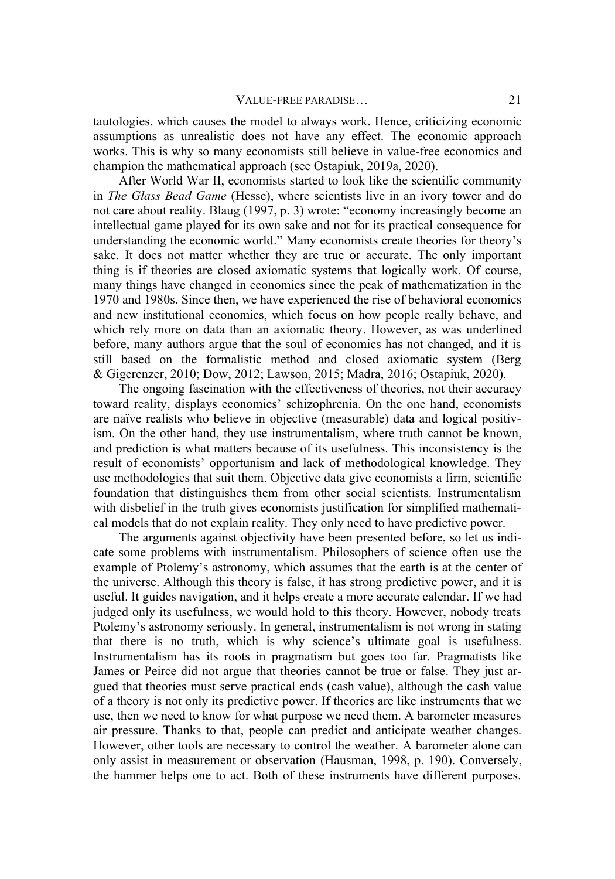tautologies, which causes the model to always work. Hence, criticizing economic assumptions as unrealistic does not have any effect. The economic approach works. This is why so many economists still believe in value-free economics and champion the mathematical approach (see Ostapiuk, 2019a, 2020).

After World War II, economists started to look like the scientific community in *The Glass Bead Game* (Hesse), where scientists live in an ivory tower and do not care about reality. Blaug (1997, p. 3) wrote: "economy increasingly become an intellectual game played for its own sake and not for its practical consequence for understanding the economic world." Many economists create theories for theory's sake. It does not matter whether they are true or accurate. The only important thing is if theories are closed axiomatic systems that logically work. Of course, many things have changed in economics since the peak of mathematization in the 1970 and 1980s. Since then, we have experienced the rise of behavioral economics and new institutional economics, which focus on how people really behave, and which rely more on data than an axiomatic theory. However, as was underlined before, many authors argue that the soul of economics has not changed, and it is still based on the formalistic method and closed axiomatic system (Berg & Gigerenzer, 2010; Dow, 2012; Lawson, 2015; Madra, 2016; Ostapiuk, 2020).

The ongoing fascination with the effectiveness of theories, not their accuracy toward reality, displays economics' schizophrenia. On the one hand, economists are naïve realists who believe in objective (measurable) data and logical positivism. On the other hand, they use instrumentalism, where truth cannot be known, and prediction is what matters because of its usefulness. This inconsistency is the result of economists' opportunism and lack of methodological knowledge. They use methodologies that suit them. Objective data give economists a firm, scientific foundation that distinguishes them from other social scientists. Instrumentalism with disbelief in the truth gives economists justification for simplified mathematical models that do not explain reality. They only need to have predictive power.

The arguments against objectivity have been presented before, so let us indicate some problems with instrumentalism. Philosophers of science often use the example of Ptolemy's astronomy, which assumes that the earth is at the center of the universe. Although this theory is false, it has strong predictive power, and it is useful. It guides navigation, and it helps create a more accurate calendar. If we had judged only its usefulness, we would hold to this theory. However, nobody treats Ptolemy's astronomy seriously. In general, instrumentalism is not wrong in stating that there is no truth, which is why science's ultimate goal is usefulness. Instrumentalism has its roots in pragmatism but goes too far. Pragmatists like James or Peirce did not argue that theories cannot be true or false. They just argued that theories must serve practical ends (cash value), although the cash value of a theory is not only its predictive power. If theories are like instruments that we use, then we need to know for what purpose we need them. A barometer measures air pressure. Thanks to that, people can predict and anticipate weather changes. However, other tools are necessary to control the weather. A barometer alone can only assist in measurement or observation (Hausman, 1998, p. 190). Conversely, the hammer helps one to act. Both of these instruments have different purposes.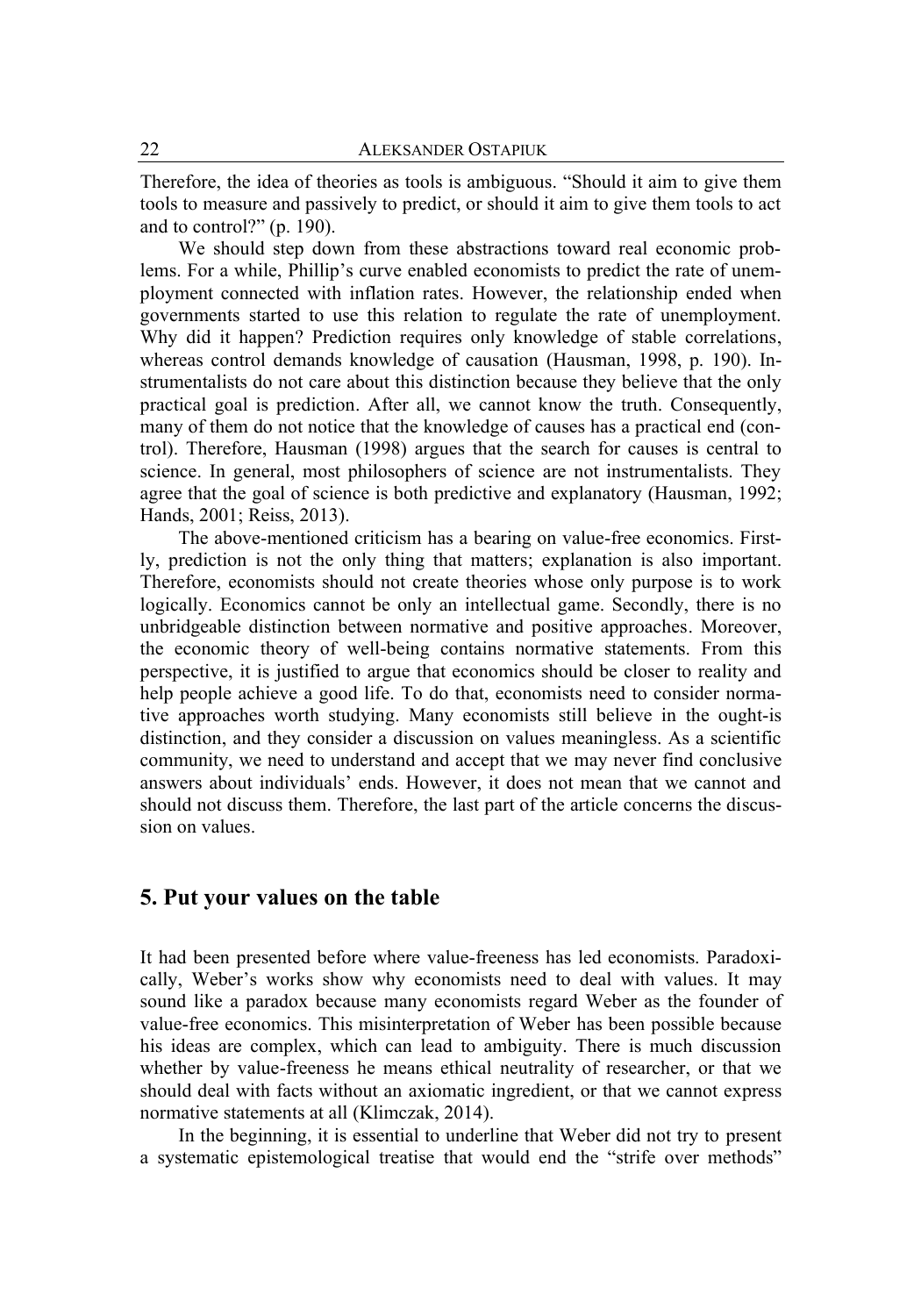Therefore, the idea of theories as tools is ambiguous. "Should it aim to give them tools to measure and passively to predict, or should it aim to give them tools to act and to control?" (p. 190).

We should step down from these abstractions toward real economic problems. For a while, Phillip's curve enabled economists to predict the rate of unemployment connected with inflation rates. However, the relationship ended when governments started to use this relation to regulate the rate of unemployment. Why did it happen? Prediction requires only knowledge of stable correlations, whereas control demands knowledge of causation (Hausman, 1998, p. 190). Instrumentalists do not care about this distinction because they believe that the only practical goal is prediction. After all, we cannot know the truth. Consequently, many of them do not notice that the knowledge of causes has a practical end (control). Therefore, Hausman (1998) argues that the search for causes is central to science. In general, most philosophers of science are not instrumentalists. They agree that the goal of science is both predictive and explanatory (Hausman, 1992; Hands, 2001; Reiss, 2013).

The above-mentioned criticism has a bearing on value-free economics. Firstly, prediction is not the only thing that matters; explanation is also important. Therefore, economists should not create theories whose only purpose is to work logically. Economics cannot be only an intellectual game. Secondly, there is no unbridgeable distinction between normative and positive approaches. Moreover, the economic theory of well-being contains normative statements. From this perspective, it is justified to argue that economics should be closer to reality and help people achieve a good life. To do that, economists need to consider normative approaches worth studying. Many economists still believe in the ought-is distinction, and they consider a discussion on values meaningless. As a scientific community, we need to understand and accept that we may never find conclusive answers about individuals' ends. However, it does not mean that we cannot and should not discuss them. Therefore, the last part of the article concerns the discussion on values.

## 5. Put your values on the table

It had been presented before where value-freeness has led economists. Paradoxically, Weber's works show why economists need to deal with values. It may sound like a paradox because many economists regard Weber as the founder of value-free economics. This misinterpretation of Weber has been possible because his ideas are complex, which can lead to ambiguity. There is much discussion whether by value-freeness he means ethical neutrality of researcher, or that we should deal with facts without an axiomatic ingredient, or that we cannot express normative statements at all (Klimczak, 2014).

In the beginning, it is essential to underline that Weber did not try to present a systematic epistemological treatise that would end the "strife over methods"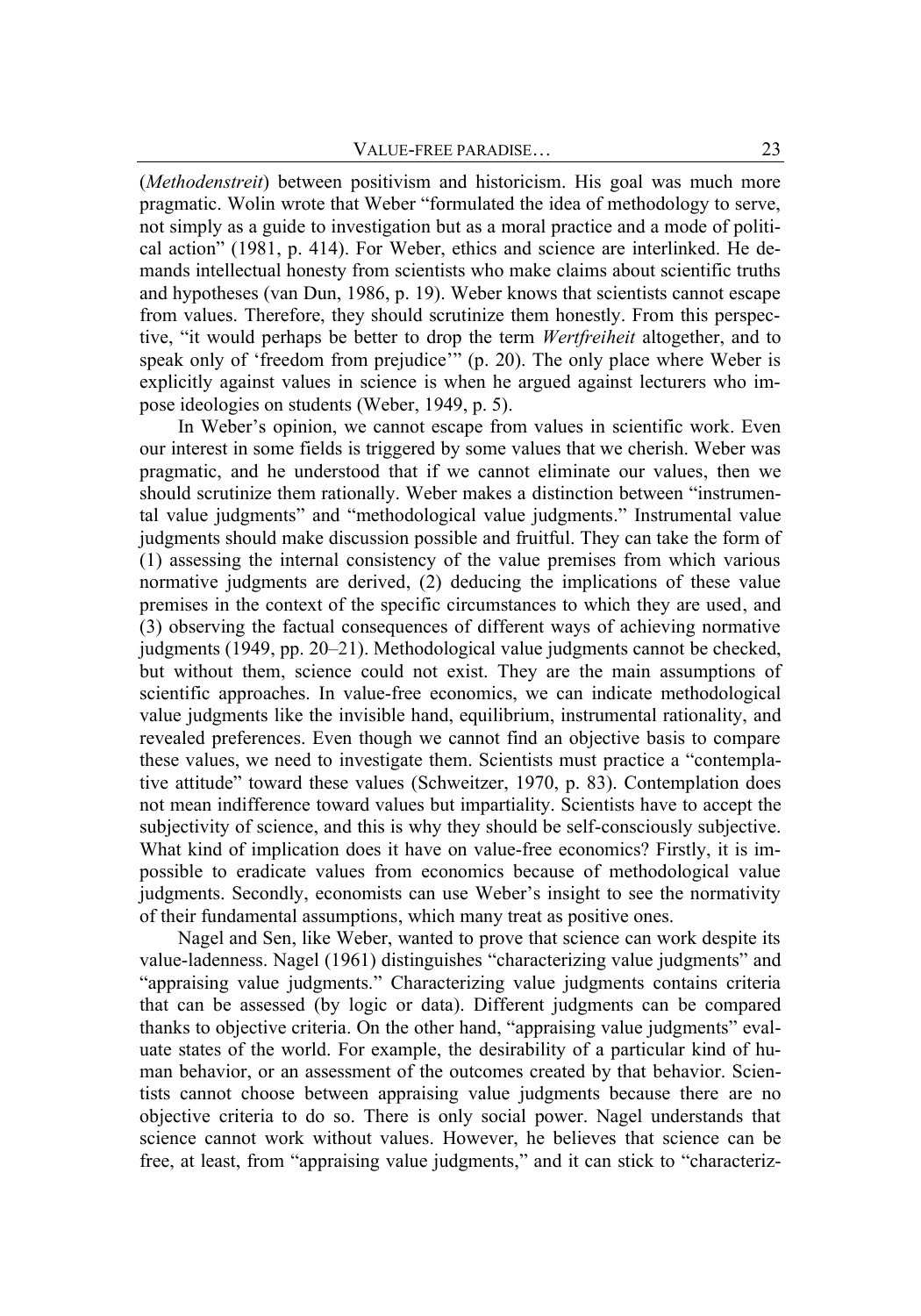(*Methodenstreit*) between positivism and historicism. His goal was much more pragmatic. Wolin wrote that Weber "formulated the idea of methodology to serve, not simply as a guide to investigation but as a moral practice and a mode of political action" (1981, p. 414). For Weber, ethics and science are interlinked. He demands intellectual honesty from scientists who make claims about scientific truths and hypotheses (van Dun, 1986, p. 19). Weber knows that scientists cannot escape from values. Therefore, they should scrutinize them honestly. From this perspective, "it would perhaps be better to drop the term *Wertfreiheit* altogether, and to speak only of 'freedom from prejudice'" (p. 20). The only place where Weber is explicitly against values in science is when he argued against lecturers who impose ideologies on students (Weber, 1949, p. 5).

In Weber's opinion, we cannot escape from values in scientific work. Even our interest in some fields is triggered by some values that we cherish. Weber was pragmatic, and he understood that if we cannot eliminate our values, then we should scrutinize them rationally. Weber makes a distinction between "instrumental value judgments" and "methodological value judgments." Instrumental value judgments should make discussion possible and fruitful. They can take the form of (1) assessing the internal consistency of the value premises from which various normative judgments are derived, (2) deducing the implications of these value premises in the context of the specific circumstances to which they are used, and (3) observing the factual consequences of different ways of achieving normative judgments (1949, pp. 20–21). Methodological value judgments cannot be checked, but without them, science could not exist. They are the main assumptions of scientific approaches. In value-free economics, we can indicate methodological value judgments like the invisible hand, equilibrium, instrumental rationality, and revealed preferences. Even though we cannot find an objective basis to compare these values, we need to investigate them. Scientists must practice a "contemplative attitude" toward these values (Schweitzer, 1970, p. 83). Contemplation does not mean indifference toward values but impartiality. Scientists have to accept the subjectivity of science, and this is why they should be self-consciously subjective. What kind of implication does it have on value-free economics? Firstly, it is impossible to eradicate values from economics because of methodological value judgments. Secondly, economists can use Weber's insight to see the normativity of their fundamental assumptions, which many treat as positive ones.

Nagel and Sen, like Weber, wanted to prove that science can work despite its value-ladenness. Nagel (1961) distinguishes "characterizing value judgments" and "appraising value judgments." Characterizing value judgments contains criteria that can be assessed (by logic or data). Different judgments can be compared thanks to objective criteria. On the other hand, "appraising value judgments" evaluate states of the world. For example, the desirability of a particular kind of human behavior, or an assessment of the outcomes created by that behavior. Scientists cannot choose between appraising value judgments because there are no objective criteria to do so. There is only social power. Nagel understands that science cannot work without values. However, he believes that science can be free, at least, from "appraising value judgments," and it can stick to "characteriz-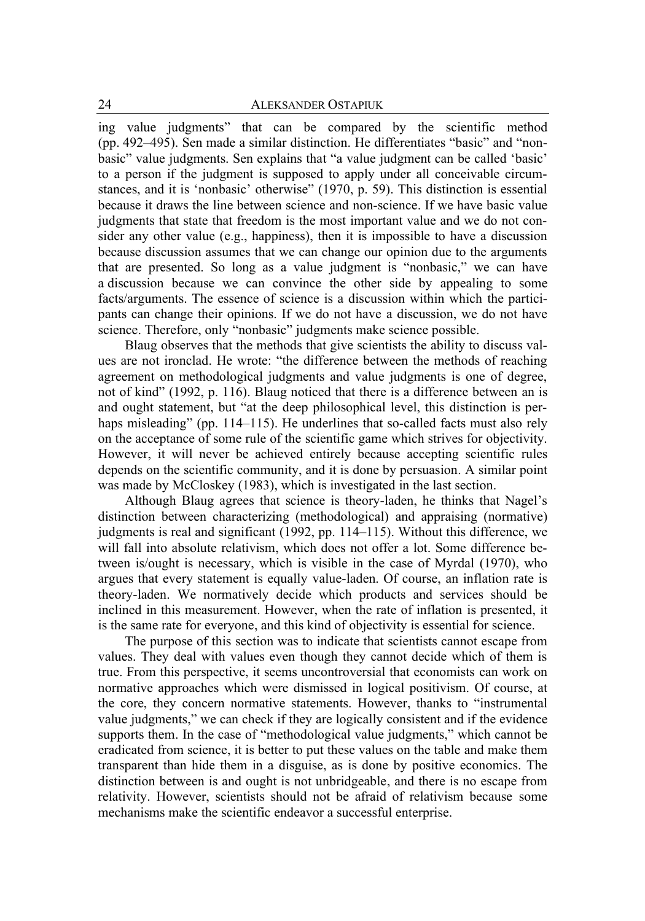ing value judgments" that can be compared by the scientific method (pp. 492–495). Sen made a similar distinction. He differentiates "basic" and "nonbasic" value judgments. Sen explains that "a value judgment can be called 'basic' to a person if the judgment is supposed to apply under all conceivable circumstances, and it is 'nonbasic' otherwise" (1970, p. 59). This distinction is essential because it draws the line between science and non-science. If we have basic value judgments that state that freedom is the most important value and we do not consider any other value (e.g., happiness), then it is impossible to have a discussion because discussion assumes that we can change our opinion due to the arguments that are presented. So long as a value judgment is "nonbasic," we can have a discussion because we can convince the other side by appealing to some facts/arguments. The essence of science is a discussion within which the participants can change their opinions. If we do not have a discussion, we do not have science. Therefore, only "nonbasic" judgments make science possible.

Blaug observes that the methods that give scientists the ability to discuss values are not ironclad. He wrote: "the difference between the methods of reaching agreement on methodological judgments and value judgments is one of degree, not of kind" (1992, p. 116). Blaug noticed that there is a difference between an is and ought statement, but "at the deep philosophical level, this distinction is perhaps misleading" (pp. 114–115). He underlines that so-called facts must also rely on the acceptance of some rule of the scientific game which strives for objectivity. However, it will never be achieved entirely because accepting scientific rules depends on the scientific community, and it is done by persuasion. A similar point was made by McCloskey (1983), which is investigated in the last section.

Although Blaug agrees that science is theory-laden, he thinks that Nagel's distinction between characterizing (methodological) and appraising (normative) judgments is real and significant (1992, pp. 114–115). Without this difference, we will fall into absolute relativism, which does not offer a lot. Some difference between is/ought is necessary, which is visible in the case of Myrdal (1970), who argues that every statement is equally value-laden. Of course, an inflation rate is theory-laden. We normatively decide which products and services should be inclined in this measurement. However, when the rate of inflation is presented, it is the same rate for everyone, and this kind of objectivity is essential for science.

The purpose of this section was to indicate that scientists cannot escape from values. They deal with values even though they cannot decide which of them is true. From this perspective, it seems uncontroversial that economists can work on normative approaches which were dismissed in logical positivism. Of course, at the core, they concern normative statements. However, thanks to "instrumental value judgments," we can check if they are logically consistent and if the evidence supports them. In the case of "methodological value judgments," which cannot be eradicated from science, it is better to put these values on the table and make them transparent than hide them in a disguise, as is done by positive economics. The distinction between is and ought is not unbridgeable, and there is no escape from relativity. However, scientists should not be afraid of relativism because some mechanisms make the scientific endeavor a successful enterprise.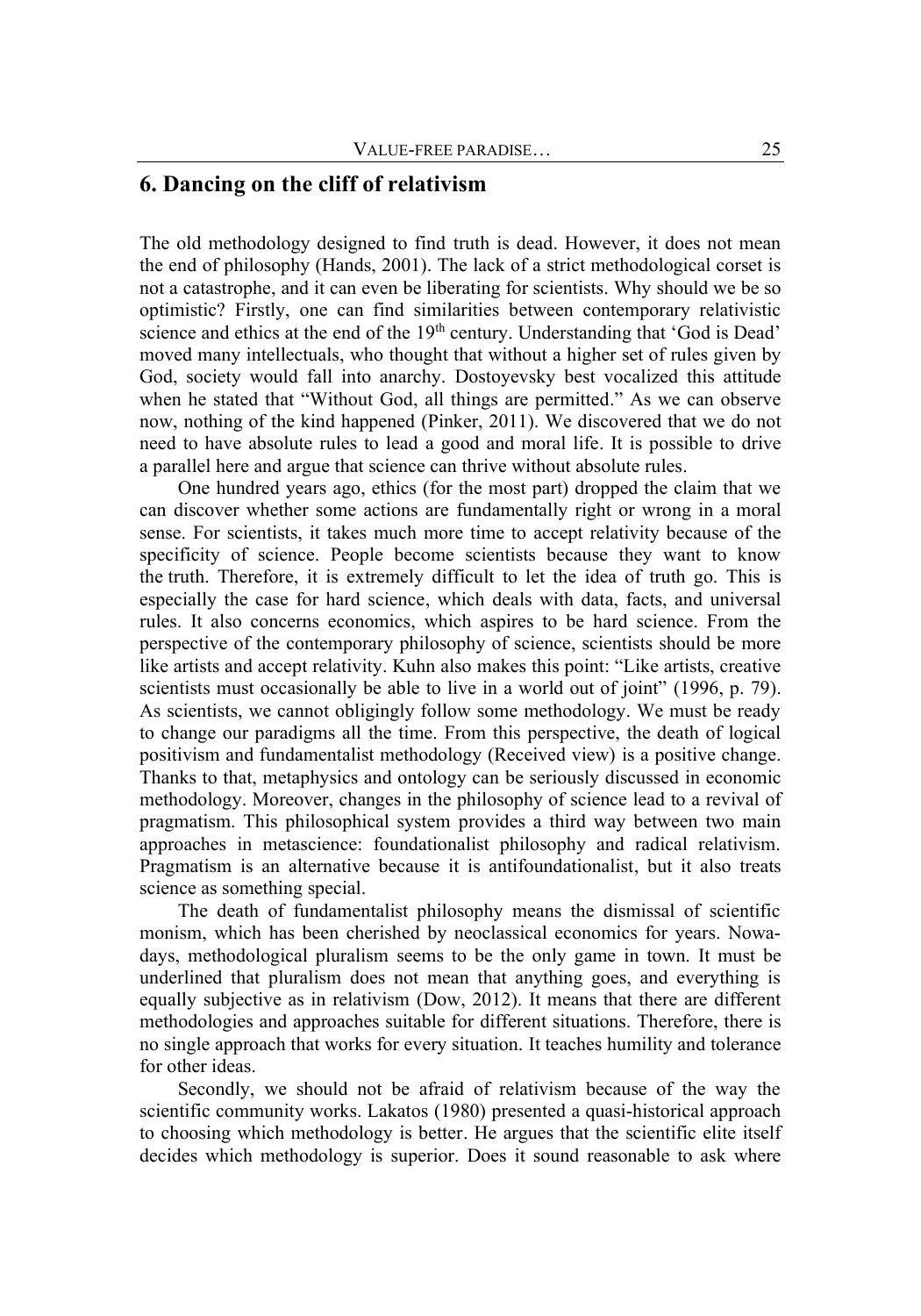## 6. Dancing on the cliff of relativism

The old methodology designed to find truth is dead. However, it does not mean the end of philosophy (Hands, 2001). The lack of a strict methodological corset is not a catastrophe, and it can even be liberating for scientists. Why should we be so optimistic? Firstly, one can find similarities between contemporary relativistic science and ethics at the end of the 19th century. Understanding that 'God is Dead' moved many intellectuals, who thought that without a higher set of rules given by God, society would fall into anarchy. Dostoyevsky best vocalized this attitude when he stated that "Without God, all things are permitted." As we can observe now, nothing of the kind happened (Pinker, 2011). We discovered that we do not need to have absolute rules to lead a good and moral life. It is possible to drive a parallel here and argue that science can thrive without absolute rules.

One hundred years ago, ethics (for the most part) dropped the claim that we can discover whether some actions are fundamentally right or wrong in a moral sense. For scientists, it takes much more time to accept relativity because of the specificity of science. People become scientists because they want to know the truth. Therefore, it is extremely difficult to let the idea of truth go. This is especially the case for hard science, which deals with data, facts, and universal rules. It also concerns economics, which aspires to be hard science. From the perspective of the contemporary philosophy of science, scientists should be more like artists and accept relativity. Kuhn also makes this point: "Like artists, creative scientists must occasionally be able to live in a world out of joint" (1996, p. 79). As scientists, we cannot obligingly follow some methodology. We must be ready to change our paradigms all the time. From this perspective, the death of logical positivism and fundamentalist methodology (Received view) is a positive change. Thanks to that, metaphysics and ontology can be seriously discussed in economic methodology. Moreover, changes in the philosophy of science lead to a revival of pragmatism. This philosophical system provides a third way between two main approaches in metascience: foundationalist philosophy and radical relativism. Pragmatism is an alternative because it is antifoundationalist, but it also treats science as something special.

The death of fundamentalist philosophy means the dismissal of scientific monism, which has been cherished by neoclassical economics for years. Nowadays, methodological pluralism seems to be the only game in town. It must be underlined that pluralism does not mean that anything goes, and everything is equally subjective as in relativism (Dow, 2012). It means that there are different methodologies and approaches suitable for different situations. Therefore, there is no single approach that works for every situation. It teaches humility and tolerance for other ideas.

Secondly, we should not be afraid of relativism because of the way the scientific community works. Lakatos (1980) presented a quasi-historical approach to choosing which methodology is better. He argues that the scientific elite itself decides which methodology is superior. Does it sound reasonable to ask where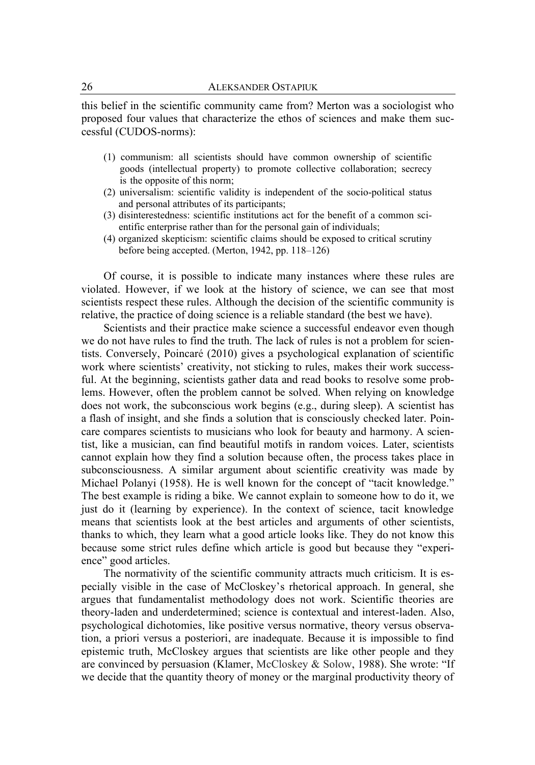this belief in the scientific community came from? Merton was a sociologist who proposed four values that characterize the ethos of sciences and make them successful (CUDOS-norms):

(1) communism: all scientists should have common ownership of scientific goods (intellectual property) to promote collective collaboration; secrecy is the opposite of this norm;
(2) universalism: scientific validity is independent of the socio-political status and personal attributes of its participants;
(3) disinterestedness: scientific institutions act for the benefit of a common scientific enterprise rather than for the personal gain of individuals;
(4) organized skepticism: scientific claims should be exposed to critical scrutiny before being accepted. (Merton, 1942, pp. 118–126)

Of course, it is possible to indicate many instances where these rules are violated. However, if we look at the history of science, we can see that most scientists respect these rules. Although the decision of the scientific community is relative, the practice of doing science is a reliable standard (the best we have).

Scientists and their practice make science a successful endeavor even though we do not have rules to find the truth. The lack of rules is not a problem for scientists. Conversely, Poincaré (2010) gives a psychological explanation of scientific work where scientists' creativity, not sticking to rules, makes their work successful. At the beginning, scientists gather data and read books to resolve some problems. However, often the problem cannot be solved. When relying on knowledge does not work, the subconscious work begins (e.g., during sleep). A scientist has a flash of insight, and she finds a solution that is consciously checked later. Poincare compares scientists to musicians who look for beauty and harmony. A scientist, like a musician, can find beautiful motifs in random voices. Later, scientists cannot explain how they find a solution because often, the process takes place in subconsciousness. A similar argument about scientific creativity was made by Michael Polanyi (1958). He is well known for the concept of "tacit knowledge." The best example is riding a bike. We cannot explain to someone how to do it, we just do it (learning by experience). In the context of science, tacit knowledge means that scientists look at the best articles and arguments of other scientists, thanks to which, they learn what a good article looks like. They do not know this because some strict rules define which article is good but because they "experience" good articles.

The normativity of the scientific community attracts much criticism. It is especially visible in the case of McCloskey's rhetorical approach. In general, she argues that fundamentalist methodology does not work. Scientific theories are theory-laden and underdetermined; science is contextual and interest-laden. Also, psychological dichotomies, like positive versus normative, theory versus observation, a priori versus a posteriori, are inadequate. Because it is impossible to find epistemic truth, McCloskey argues that scientists are like other people and they are convinced by persuasion (Klamer, McCloskey & Solow, 1988). She wrote: "If we decide that the quantity theory of money or the marginal productivity theory of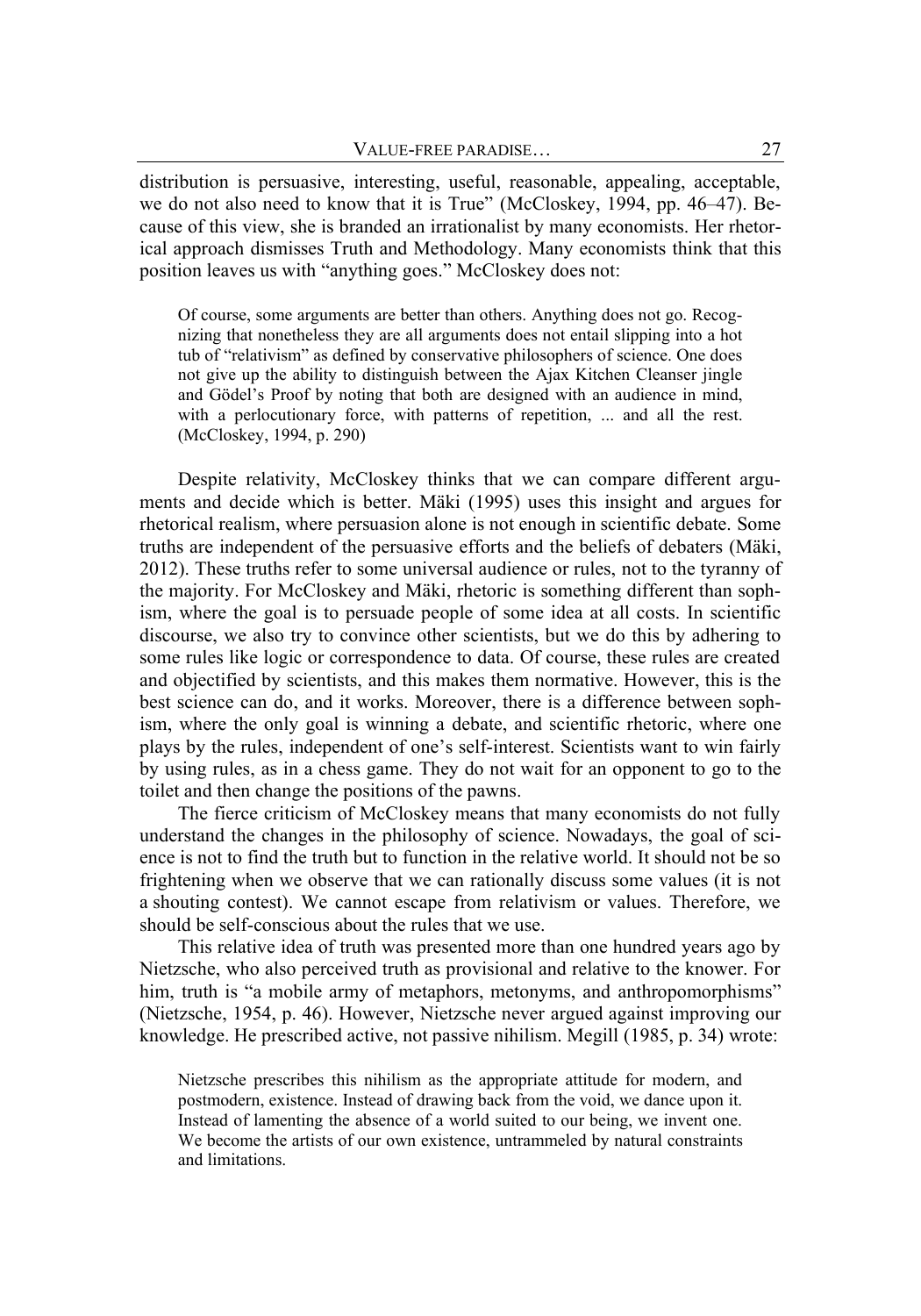distribution is persuasive, interesting, useful, reasonable, appealing, acceptable, we do not also need to know that it is True" (McCloskey, 1994, pp. 46–47). Because of this view, she is branded an irrationalist by many economists. Her rhetorical approach dismisses Truth and Methodology. Many economists think that this position leaves us with "anything goes." McCloskey does not:

> Of course, some arguments are better than others. Anything does not go. Recognizing that nonetheless they are all arguments does not entail slipping into a hot tub of "relativism" as defined by conservative philosophers of science. One does not give up the ability to distinguish between the Ajax Kitchen Cleanser jingle and Gödel's Proof by noting that both are designed with an audience in mind, with a perlocutionary force, with patterns of repetition, ... and all the rest. (McCloskey, 1994, p. 290)

Despite relativity, McCloskey thinks that we can compare different arguments and decide which is better. Mäki (1995) uses this insight and argues for rhetorical realism, where persuasion alone is not enough in scientific debate. Some truths are independent of the persuasive efforts and the beliefs of debaters (Mäki, 2012). These truths refer to some universal audience or rules, not to the tyranny of the majority. For McCloskey and Mäki, rhetoric is something different than sophism, where the goal is to persuade people of some idea at all costs. In scientific discourse, we also try to convince other scientists, but we do this by adhering to some rules like logic or correspondence to data. Of course, these rules are created and objectified by scientists, and this makes them normative. However, this is the best science can do, and it works. Moreover, there is a difference between sophism, where the only goal is winning a debate, and scientific rhetoric, where one plays by the rules, independent of one's self-interest. Scientists want to win fairly by using rules, as in a chess game. They do not wait for an opponent to go to the toilet and then change the positions of the pawns.

The fierce criticism of McCloskey means that many economists do not fully understand the changes in the philosophy of science. Nowadays, the goal of science is not to find the truth but to function in the relative world. It should not be so frightening when we observe that we can rationally discuss some values (it is not a shouting contest). We cannot escape from relativism or values. Therefore, we should be self-conscious about the rules that we use.

This relative idea of truth was presented more than one hundred years ago by Nietzsche, who also perceived truth as provisional and relative to the knower. For him, truth is "a mobile army of metaphors, metonyms, and anthropomorphisms" (Nietzsche, 1954, p. 46). However, Nietzsche never argued against improving our knowledge. He prescribed active, not passive nihilism. Megill (1985, p. 34) wrote:

> Nietzsche prescribes this nihilism as the appropriate attitude for modern, and postmodern, existence. Instead of drawing back from the void, we dance upon it. Instead of lamenting the absence of a world suited to our being, we invent one. We become the artists of our own existence, untrammeled by natural constraints and limitations.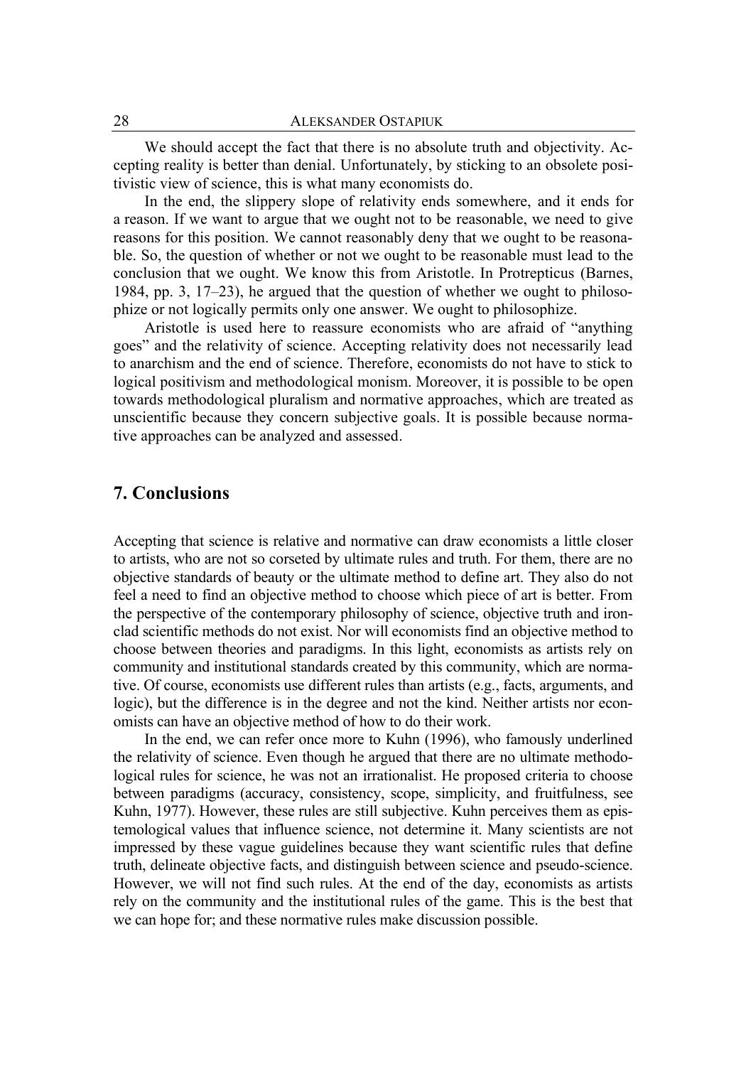We should accept the fact that there is no absolute truth and objectivity. Accepting reality is better than denial. Unfortunately, by sticking to an obsolete positivistic view of science, this is what many economists do.

In the end, the slippery slope of relativity ends somewhere, and it ends for a reason. If we want to argue that we ought not to be reasonable, we need to give reasons for this position. We cannot reasonably deny that we ought to be reasonable. So, the question of whether or not we ought to be reasonable must lead to the conclusion that we ought. We know this from Aristotle. In Protrepticus (Barnes, 1984, pp. 3, 17–23), he argued that the question of whether we ought to philosophize or not logically permits only one answer. We ought to philosophize.

Aristotle is used here to reassure economists who are afraid of "anything goes" and the relativity of science. Accepting relativity does not necessarily lead to anarchism and the end of science. Therefore, economists do not have to stick to logical positivism and methodological monism. Moreover, it is possible to be open towards methodological pluralism and normative approaches, which are treated as unscientific because they concern subjective goals. It is possible because normative approaches can be analyzed and assessed.

## 7. Conclusions

Accepting that science is relative and normative can draw economists a little closer to artists, who are not so corseted by ultimate rules and truth. For them, there are no objective standards of beauty or the ultimate method to define art. They also do not feel a need to find an objective method to choose which piece of art is better. From the perspective of the contemporary philosophy of science, objective truth and ironclad scientific methods do not exist. Nor will economists find an objective method to choose between theories and paradigms. In this light, economists as artists rely on community and institutional standards created by this community, which are normative. Of course, economists use different rules than artists (e.g., facts, arguments, and logic), but the difference is in the degree and not the kind. Neither artists nor economists can have an objective method of how to do their work.

In the end, we can refer once more to Kuhn (1996), who famously underlined the relativity of science. Even though he argued that there are no ultimate methodological rules for science, he was not an irrationalist. He proposed criteria to choose between paradigms (accuracy, consistency, scope, simplicity, and fruitfulness, see Kuhn, 1977). However, these rules are still subjective. Kuhn perceives them as epistemological values that influence science, not determine it. Many scientists are not impressed by these vague guidelines because they want scientific rules that define truth, delineate objective facts, and distinguish between science and pseudo-science. However, we will not find such rules. At the end of the day, economists as artists rely on the community and the institutional rules of the game. This is the best that we can hope for; and these normative rules make discussion possible.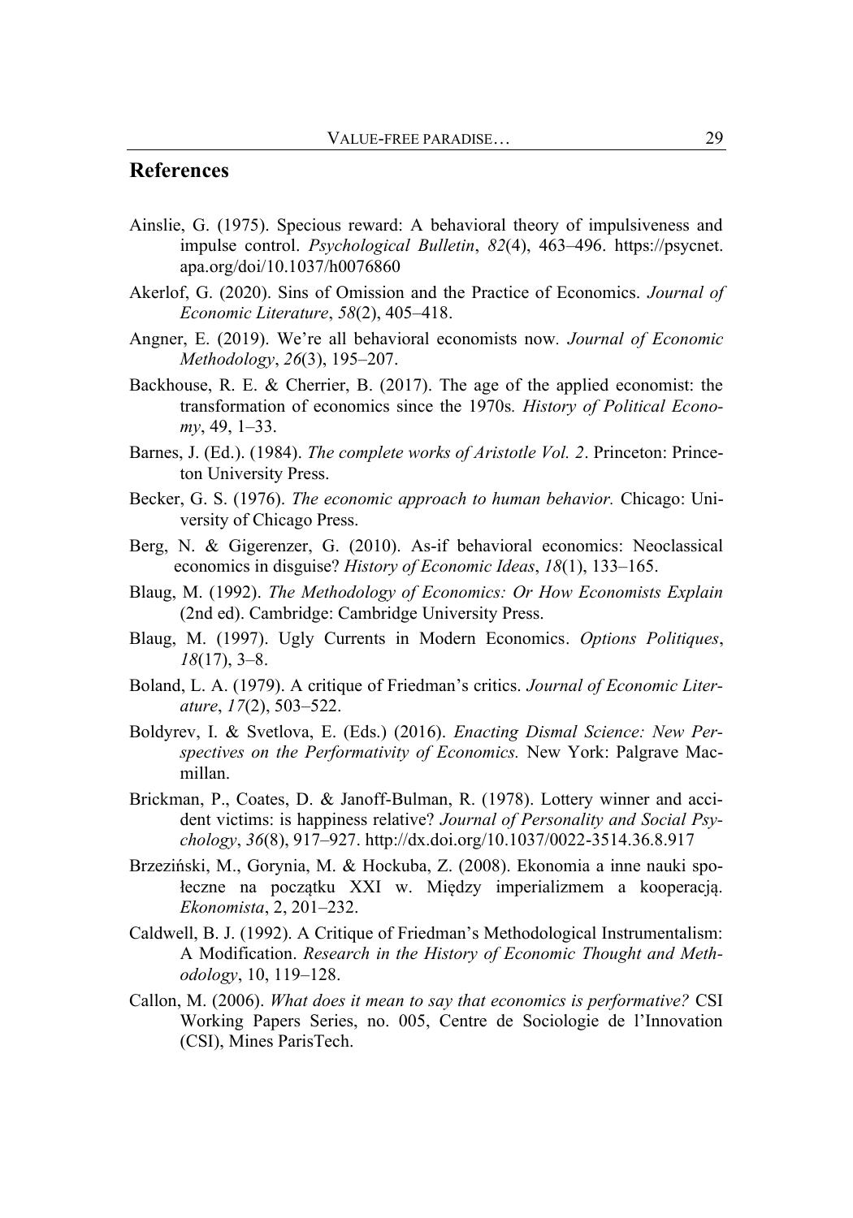## References

Ainslie, G. (1975). Specious reward: A behavioral theory of impulsiveness and impulse control. *Psychological Bulletin*, *82*(4), 463–496. https://psycnet.apa.org/doi/10.1037/h0076860

Akerlof, G. (2020). Sins of Omission and the Practice of Economics. *Journal of Economic Literature*, *58*(2), 405–418.

Angner, E. (2019). We're all behavioral economists now. *Journal of Economic Methodology*, *26*(3), 195–207.

Backhouse, R. E. & Cherrier, B. (2017). The age of the applied economist: the transformation of economics since the 1970s. *History of Political Economy*, 49, 1–33.

Barnes, J. (Ed.). (1984). *The complete works of Aristotle Vol. 2*. Princeton: Princeton University Press.

Becker, G. S. (1976). *The economic approach to human behavior.* Chicago: University of Chicago Press.

Berg, N. & Gigerenzer, G. (2010). As-if behavioral economics: Neoclassical economics in disguise? *History of Economic Ideas*, *18*(1), 133–165.

Blaug, M. (1992). *The Methodology of Economics: Or How Economists Explain* (2nd ed). Cambridge: Cambridge University Press.

Blaug, M. (1997). Ugly Currents in Modern Economics. *Options Politiques*, *18*(17), 3–8.

Boland, L. A. (1979). A critique of Friedman's critics. *Journal of Economic Literature*, *17*(2), 503–522.

Boldyrev, I. & Svetlova, E. (Eds.) (2016). *Enacting Dismal Science: New Perspectives on the Performativity of Economics.* New York: Palgrave Macmillan.

Brickman, P., Coates, D. & Janoff-Bulman, R. (1978). Lottery winner and accident victims: is happiness relative? *Journal of Personality and Social Psychology*, *36*(8), 917–927. http://dx.doi.org/10.1037/0022-3514.36.8.917

Brzeziński, M., Gorynia, M. & Hockuba, Z. (2008). Ekonomia a inne nauki społeczne na początku XXI w. Między imperializmem a kooperacją. *Ekonomista*, 2, 201–232.

Caldwell, B. J. (1992). A Critique of Friedman's Methodological Instrumentalism: A Modification. *Research in the History of Economic Thought and Methodology*, 10, 119–128.

Callon, M. (2006). *What does it mean to say that economics is performative?* CSI Working Papers Series, no. 005, Centre de Sociologie de l'Innovation (CSI), Mines ParisTech.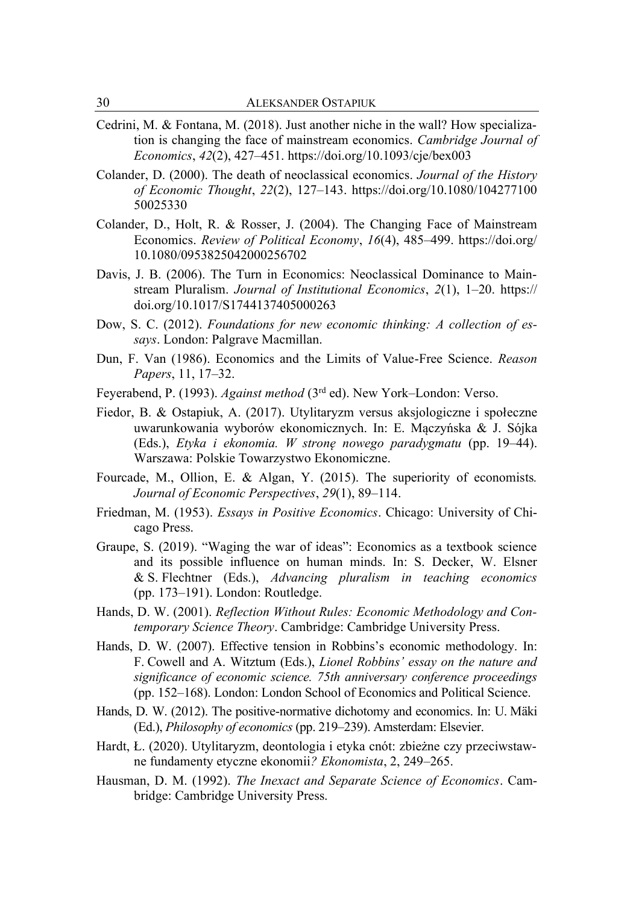Cedrini, M. & Fontana, M. (2018). Just another niche in the wall? How specialization is changing the face of mainstream economics. *Cambridge Journal of Economics*, *42*(2), 427–451. https://doi.org/10.1093/cje/bex003

Colander, D. (2000). The death of neoclassical economics. *Journal of the History of Economic Thought*, *22*(2), 127–143. https://doi.org/10.1080/10427710050025330

Colander, D., Holt, R. & Rosser, J. (2004). The Changing Face of Mainstream Economics. *Review of Political Economy*, *16*(4), 485–499. https://doi.org/10.1080/0953825042000256702

Davis, J. B. (2006). The Turn in Economics: Neoclassical Dominance to Mainstream Pluralism. *Journal of Institutional Economics*, *2*(1), 1–20. https://doi.org/10.1017/S1744137405000263

Dow, S. C. (2012). *Foundations for new economic thinking: A collection of essays*. London: Palgrave Macmillan.

Dun, F. Van (1986). Economics and the Limits of Value-Free Science. *Reason Papers*, 11, 17–32.

Feyerabend, P. (1993). *Against method* (3rd ed). New York–London: Verso.

Fiedor, B. & Ostapiuk, A. (2017). Utylitaryzm versus aksjologiczne i społeczne uwarunkowania wyborów ekonomicznych. In: E. Mączyńska & J. Sójka (Eds.), *Etyka i ekonomia. W stronę nowego paradygmatu* (pp. 19–44). Warszawa: Polskie Towarzystwo Ekonomiczne.

Fourcade, M., Ollion, E. & Algan, Y. (2015). The superiority of economists*.* *Journal of Economic Perspectives*, *29*(1), 89–114.

Friedman, M. (1953). *Essays in Positive Economics*. Chicago: University of Chicago Press.

Graupe, S. (2019). "Waging the war of ideas": Economics as a textbook science and its possible influence on human minds. In: S. Decker, W. Elsner & S. Flechtner (Eds.), *Advancing pluralism in teaching economics* (pp. 173–191). London: Routledge.

Hands, D. W. (2001). *Reflection Without Rules: Economic Methodology and Contemporary Science Theory*. Cambridge: Cambridge University Press.

Hands, D. W. (2007). Effective tension in Robbins's economic methodology. In: F. Cowell and A. Witztum (Eds.), *Lionel Robbins' essay on the nature and significance of economic science. 75th anniversary conference proceedings* (pp. 152–168). London: London School of Economics and Political Science.

Hands, D. W. (2012). The positive-normative dichotomy and economics. In: U. Mäki (Ed.), *Philosophy of economics* (pp. 219–239). Amsterdam: Elsevier.

Hardt, Ł. (2020). Utylitaryzm, deontologia i etyka cnót: zbieżne czy przeciwstawne fundamenty etyczne ekonomii*? Ekonomista*, 2, 249–265.

Hausman, D. M. (1992). *The Inexact and Separate Science of Economics*. Cambridge: Cambridge University Press.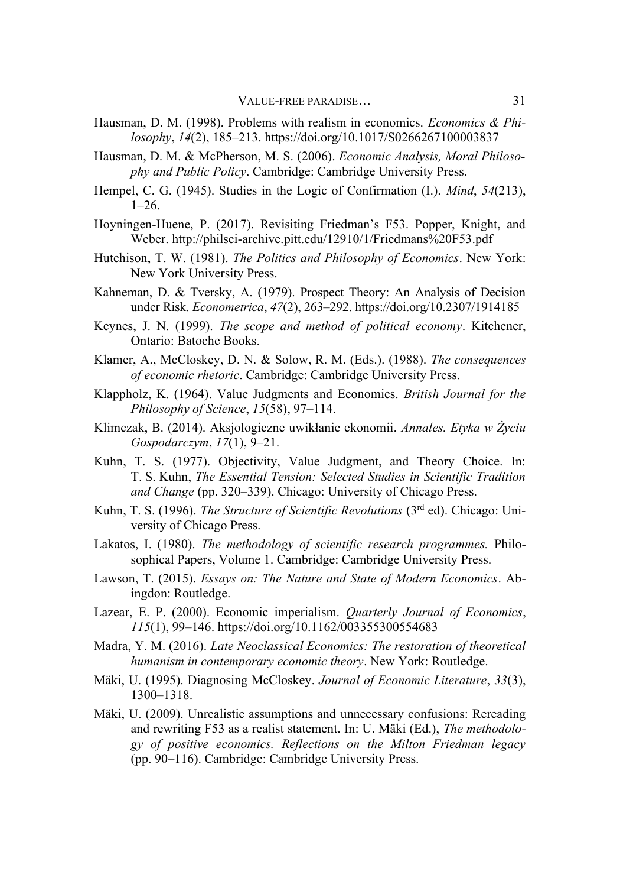Hausman, D. M. (1998). Problems with realism in economics. *Economics & Philosophy*, *14*(2), 185–213. https://doi.org/10.1017/S0266267100003837

Hausman, D. M. & McPherson, M. S. (2006). *Economic Analysis, Moral Philosophy and Public Policy*. Cambridge: Cambridge University Press.

Hempel, C. G. (1945). Studies in the Logic of Confirmation (I.). *Mind*, *54*(213), 1–26.

Hoyningen-Huene, P. (2017). Revisiting Friedman's F53. Popper, Knight, and Weber. http://philsci-archive.pitt.edu/12910/1/Friedmans%20F53.pdf

Hutchison, T. W. (1981). *The Politics and Philosophy of Economics*. New York: New York University Press.

Kahneman, D. & Tversky, A. (1979). Prospect Theory: An Analysis of Decision under Risk. *Econometrica*, *47*(2), 263–292. https://doi.org/10.2307/1914185

Keynes, J. N. (1999). *The scope and method of political economy*. Kitchener, Ontario: Batoche Books.

Klamer, A., McCloskey, D. N. & Solow, R. M. (Eds.). (1988). *The consequences of economic rhetoric*. Cambridge: Cambridge University Press.

Klappholz, K. (1964). Value Judgments and Economics. *British Journal for the Philosophy of Science*, *15*(58), 97–114.

Klimczak, B. (2014). Aksjologiczne uwikłanie ekonomii. *Annales. Etyka w Życiu Gospodarczym*, *17*(1), 9–21.

Kuhn, T. S. (1977). Objectivity, Value Judgment, and Theory Choice. In: T. S. Kuhn, *The Essential Tension: Selected Studies in Scientific Tradition and Change* (pp. 320–339). Chicago: University of Chicago Press.

Kuhn, T. S. (1996). *The Structure of Scientific Revolutions* (3rd ed). Chicago: University of Chicago Press.

Lakatos, I. (1980). *The methodology of scientific research programmes.* Philosophical Papers, Volume 1. Cambridge: Cambridge University Press.

Lawson, T. (2015). *Essays on: The Nature and State of Modern Economics*. Abingdon: Routledge.

Lazear, E. P. (2000). Economic imperialism. *Quarterly Journal of Economics*, *115*(1), 99–146. https://doi.org/10.1162/003355300554683

Madra, Y. M. (2016). *Late Neoclassical Economics: The restoration of theoretical humanism in contemporary economic theory*. New York: Routledge.

Mäki, U. (1995). Diagnosing McCloskey. *Journal of Economic Literature*, *33*(3), 1300–1318.

Mäki, U. (2009). Unrealistic assumptions and unnecessary confusions: Rereading and rewriting F53 as a realist statement. In: U. Mäki (Ed.), *The methodology of positive economics. Reflections on the Milton Friedman legacy* (pp. 90–116). Cambridge: Cambridge University Press.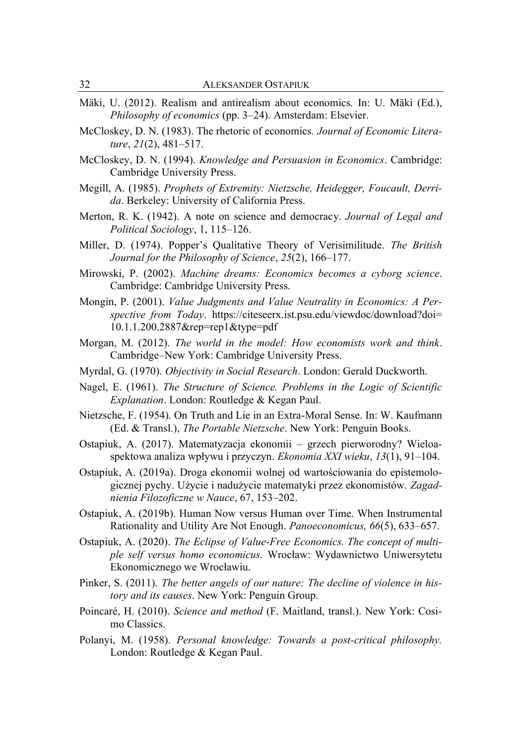Mäki, U. (2012). Realism and antirealism about economics. In: U. Mäki (Ed.), *Philosophy of economics* (pp. 3–24). Amsterdam: Elsevier.

McCloskey, D. N. (1983). The rhetoric of economics. *Journal of Economic Literature*, *21*(2), 481–517.

McCloskey, D. N. (1994). *Knowledge and Persuasion in Economics*. Cambridge: Cambridge University Press.

Megill, A. (1985). *Prophets of Extremity: Nietzsche, Heidegger, Foucault, Derrida*. Berkeley: University of California Press.

Merton, R. K. (1942). A note on science and democracy. *Journal of Legal and Political Sociology*, 1, 115–126.

Miller, D. (1974). Popper's Qualitative Theory of Verisimilitude. *The British Journal for the Philosophy of Science*, *25*(2), 166–177.

Mirowski, P. (2002). *Machine dreams: Economics becomes a cyborg science*. Cambridge: Cambridge University Press.

Mongin, P. (2001). *Value Judgments and Value Neutrality in Economics: A Perspective from Today*. https://citeseerx.ist.psu.edu/viewdoc/download?doi=10.1.1.200.2887&rep=rep1&type=pdf

Morgan, M. (2012). *The world in the model: How economists work and think*. Cambridge–New York: Cambridge University Press.

Myrdal, G. (1970). *Objectivity in Social Research*. London: Gerald Duckworth.

Nagel, E. (1961). *The Structure of Science. Problems in the Logic of Scientific Explanation*. London: Routledge & Kegan Paul.

Nietzsche, F. (1954). On Truth and Lie in an Extra-Moral Sense. In: W. Kaufmann (Ed. & Transl.), *The Portable Nietzsche*. New York: Penguin Books.

Ostapiuk, A. (2017). Matematyzacja ekonomii – grzech pierworodny? Wieloaspektowa analiza wpływu i przyczyn. *Ekonomia XXI wieku*, *13*(1), 91–104.

Ostapiuk, A. (2019a). Droga ekonomii wolnej od wartościowania do epistemologicznej pychy. Użycie i nadużycie matematyki przez ekonomistów. *Zagadnienia Filozoficzne w Nauce*, 67, 153–202.

Ostapiuk, A. (2019b). Human Now versus Human over Time. When Instrumental Rationality and Utility Are Not Enough. *Panoeconomicus, 66*(5), 633–657.

Ostapiuk, A. (2020). *The Eclipse of Value-Free Economics. The concept of multiple self versus homo economicus.* Wrocław: Wydawnictwo Uniwersytetu Ekonomicznego we Wrocławiu.

Pinker, S. (2011). *The better angels of our nature: The decline of violence in history and its causes*. New York: Penguin Group.

Poincaré, H. (2010). *Science and method* (F. Maitland, transl.). New York: Cosimo Classics.

Polanyi, M. (1958). *Personal knowledge: Towards a post-critical philosophy.* London: Routledge & Kegan Paul.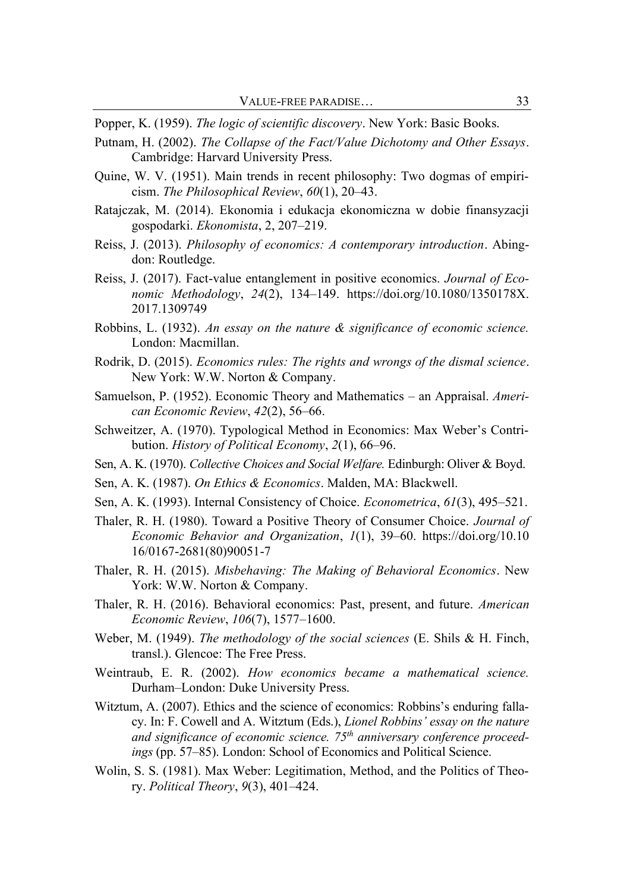Popper, K. (1959). *The logic of scientific discovery*. New York: Basic Books.

Putnam, H. (2002). *The Collapse of the Fact/Value Dichotomy and Other Essays*. Cambridge: Harvard University Press.

Quine, W. V. (1951). Main trends in recent philosophy: Two dogmas of empiricism. *The Philosophical Review*, *60*(1), 20–43.

Ratajczak, M. (2014). Ekonomia i edukacja ekonomiczna w dobie finansyzacji gospodarki. *Ekonomista*, 2, 207–219.

Reiss, J. (2013). *Philosophy of economics: A contemporary introduction*. Abingdon: Routledge.

Reiss, J. (2017). Fact-value entanglement in positive economics. *Journal of Economic Methodology*, *24*(2), 134–149. https://doi.org/10.1080/1350178X.2017.1309749

Robbins, L. (1932). *An essay on the nature & significance of economic science.* London: Macmillan.

Rodrik, D. (2015). *Economics rules: The rights and wrongs of the dismal science*. New York: W.W. Norton & Company.

Samuelson, P. (1952). Economic Theory and Mathematics – an Appraisal. *American Economic Review*, *42*(2), 56–66.

Schweitzer, A. (1970). Typological Method in Economics: Max Weber's Contribution. *History of Political Economy*, *2*(1), 66–96.

Sen, A. K. (1970). *Collective Choices and Social Welfare.* Edinburgh: Oliver & Boyd.

Sen, A. K. (1987). *On Ethics & Economics*. Malden, MA: Blackwell.

Sen, A. K. (1993). Internal Consistency of Choice. *Econometrica*, *61*(3), 495–521.

Thaler, R. H. (1980). Toward a Positive Theory of Consumer Choice. *Journal of Economic Behavior and Organization*, *1*(1), 39–60. https://doi.org/10.1016/0167-2681(80)90051-7

Thaler, R. H. (2015). *Misbehaving: The Making of Behavioral Economics*. New York: W.W. Norton & Company.

Thaler, R. H. (2016). Behavioral economics: Past, present, and future. *American Economic Review*, *106*(7), 1577–1600.

Weber, M. (1949). *The methodology of the social sciences* (E. Shils & H. Finch, transl.). Glencoe: The Free Press.

Weintraub, E. R. (2002). *How economics became a mathematical science.* Durham–London: Duke University Press.

Witztum, A. (2007). Ethics and the science of economics: Robbins's enduring fallacy. In: F. Cowell and A. Witztum (Eds.), *Lionel Robbins' essay on the nature and significance of economic science. 75th anniversary conference proceedings* (pp. 57–85). London: School of Economics and Political Science.

Wolin, S. S. (1981). Max Weber: Legitimation, Method, and the Politics of Theory. *Political Theory*, *9*(3), 401–424.